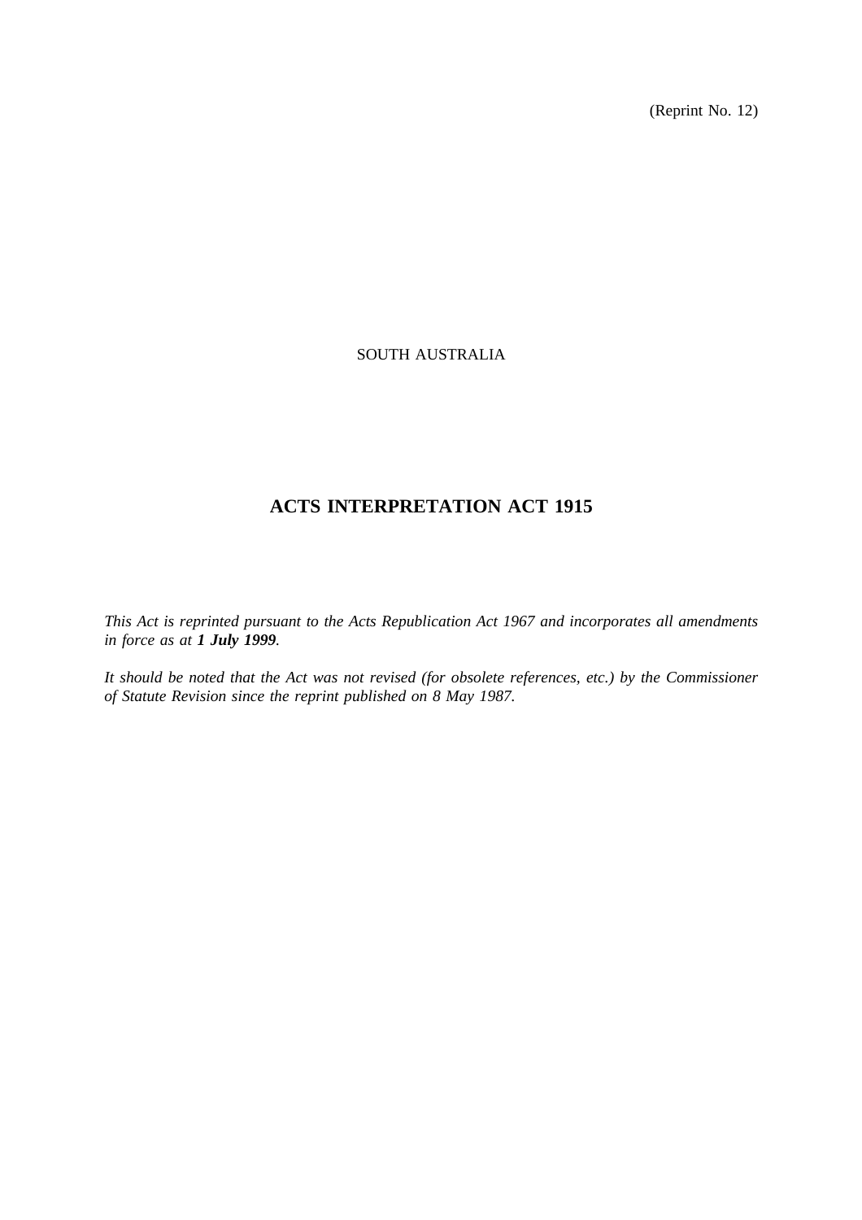(Reprint No. 12)

SOUTH AUSTRALIA

# ACTS INTERPRETATION ACT 1915

*This Act is reprinted pursuant to the Acts Republication Act 1967 and incorporates all amendments in force as at **1 July 1999**.*

*It should be noted that the Act was not revised (for obsolete references, etc.) by the Commissioner of Statute Revision since the reprint published on 8 May 1987.*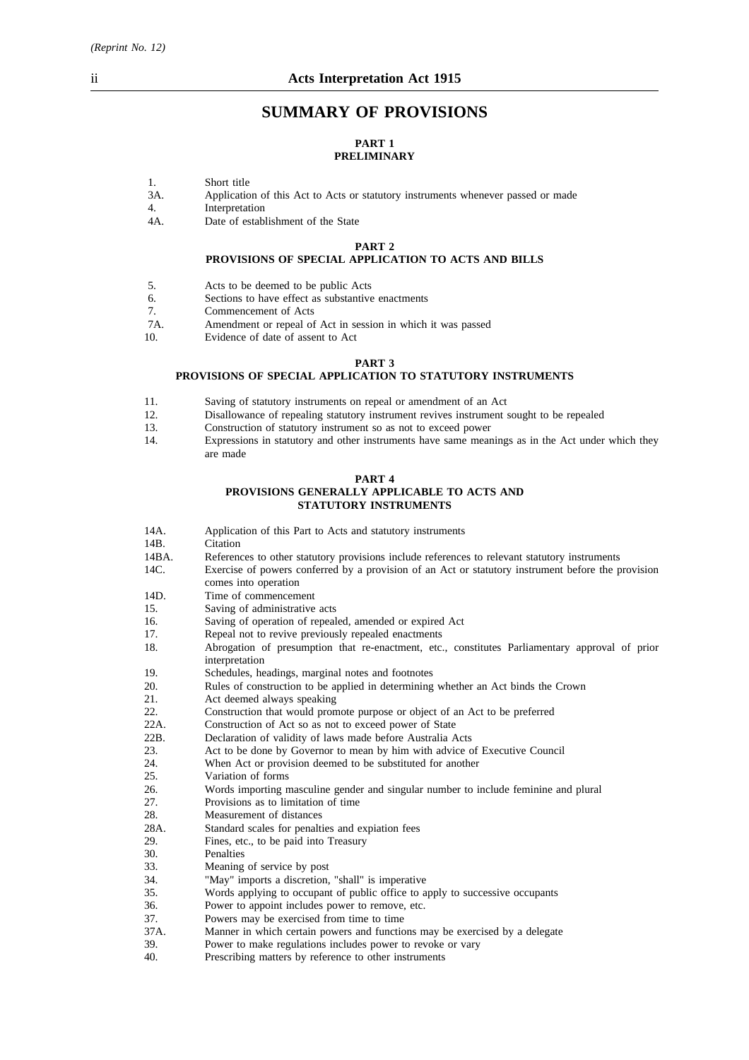## SUMMARY OF PROVISIONS

### PART 1
### PRELIMINARY

1. Short title
3A. Application of this Act to Acts or statutory instruments whenever passed or made
4. Interpretation
4A. Date of establishment of the State

### PART 2
### PROVISIONS OF SPECIAL APPLICATION TO ACTS AND BILLS

5. Acts to be deemed to be public Acts
6. Sections to have effect as substantive enactments
7. Commencement of Acts
7A. Amendment or repeal of Act in session in which it was passed
10. Evidence of date of assent to Act

### PART 3
### PROVISIONS OF SPECIAL APPLICATION TO STATUTORY INSTRUMENTS

11. Saving of statutory instruments on repeal or amendment of an Act
12. Disallowance of repealing statutory instrument revives instrument sought to be repealed
13. Construction of statutory instrument so as not to exceed power
14. Expressions in statutory and other instruments have same meanings as in the Act under which they are made

### PART 4
### PROVISIONS GENERALLY APPLICABLE TO ACTS AND STATUTORY INSTRUMENTS

14A. Application of this Part to Acts and statutory instruments
14B. Citation
14BA. References to other statutory provisions include references to relevant statutory instruments
14C. Exercise of powers conferred by a provision of an Act or statutory instrument before the provision comes into operation
14D. Time of commencement
15. Saving of administrative acts
16. Saving of operation of repealed, amended or expired Act
17. Repeal not to revive previously repealed enactments
18. Abrogation of presumption that re-enactment, etc., constitutes Parliamentary approval of prior interpretation
19. Schedules, headings, marginal notes and footnotes
20. Rules of construction to be applied in determining whether an Act binds the Crown
21. Act deemed always speaking
22. Construction that would promote purpose or object of an Act to be preferred
22A. Construction of Act so as not to exceed power of State
22B. Declaration of validity of laws made before Australia Acts
23. Act to be done by Governor to mean by him with advice of Executive Council
24. When Act or provision deemed to be substituted for another
25. Variation of forms
26. Words importing masculine gender and singular number to include feminine and plural
27. Provisions as to limitation of time
28. Measurement of distances
28A. Standard scales for penalties and expiation fees
29. Fines, etc., to be paid into Treasury
30. Penalties
33. Meaning of service by post
34. "May" imports a discretion, "shall" is imperative
35. Words applying to occupant of public office to apply to successive occupants
36. Power to appoint includes power to remove, etc.
37. Powers may be exercised from time to time
37A. Manner in which certain powers and functions may be exercised by a delegate
39. Power to make regulations includes power to revoke or vary
40. Prescribing matters by reference to other instruments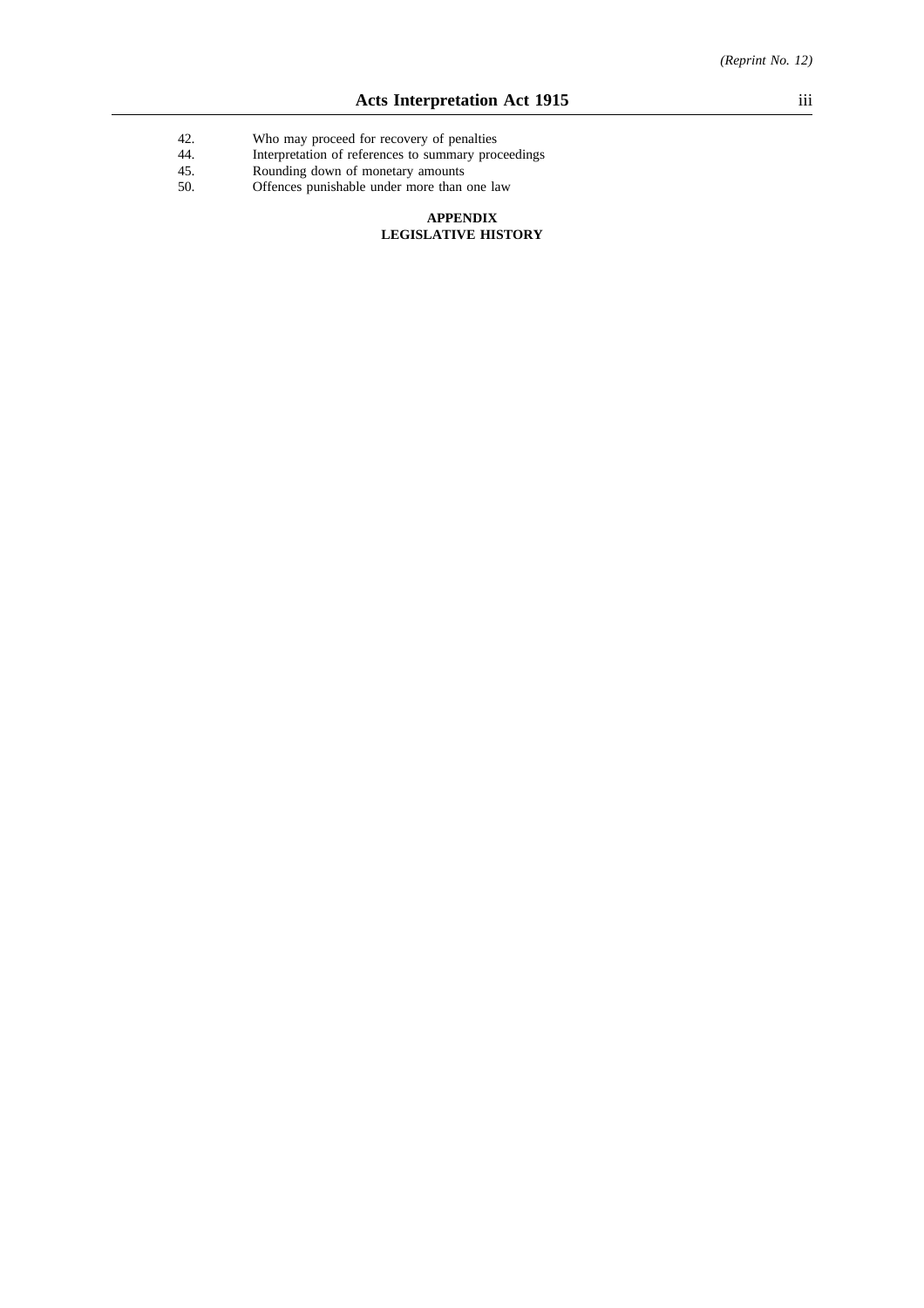42. Who may proceed for recovery of penalties
44. Interpretation of references to summary proceedings
45. Rounding down of monetary amounts
50. Offences punishable under more than one law

**APPENDIX**
**LEGISLATIVE HISTORY**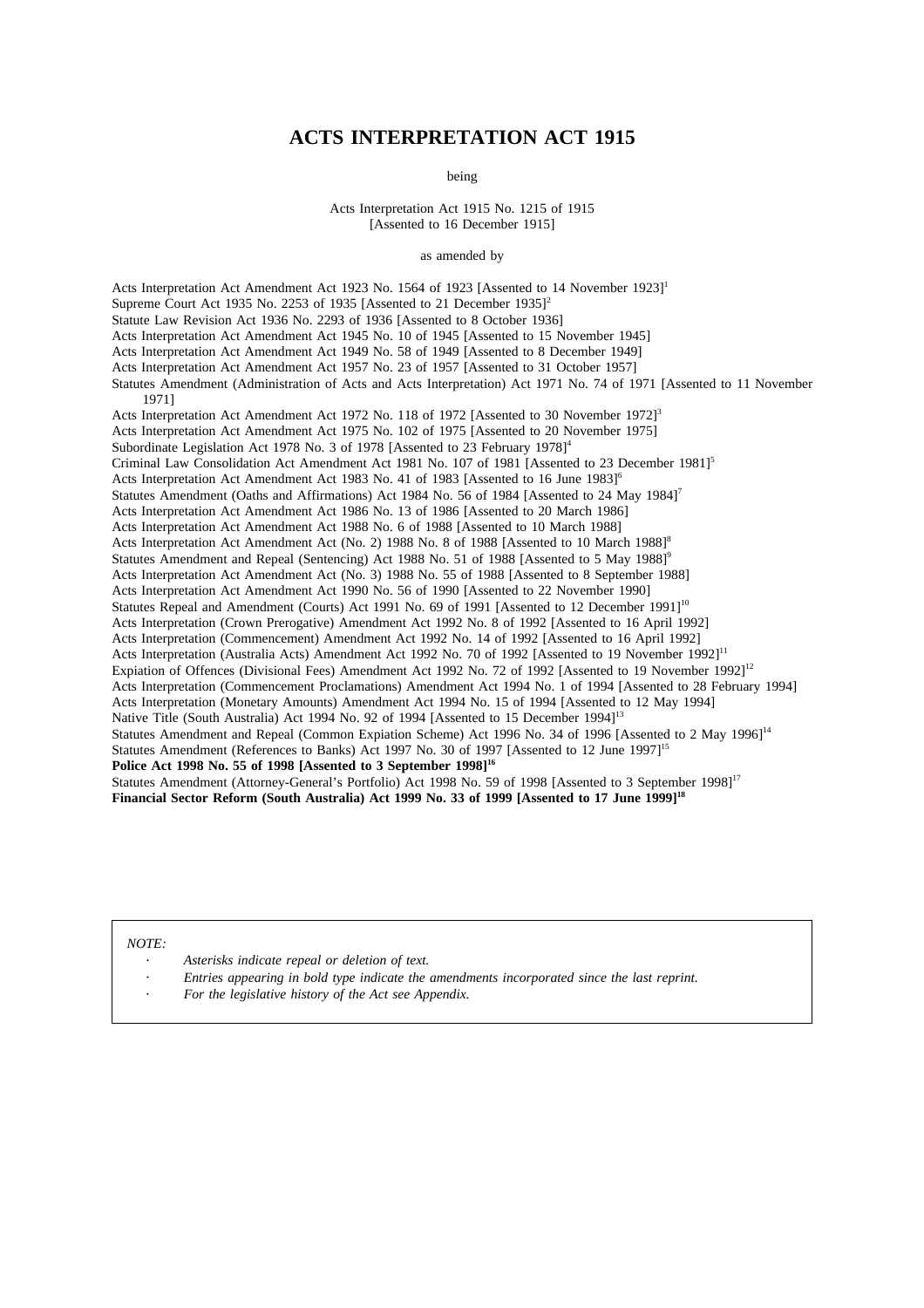# ACTS INTERPRETATION ACT 1915

being

Acts Interpretation Act 1915 No. 1215 of 1915
[Assented to 16 December 1915]

as amended by

Acts Interpretation Act Amendment Act 1923 No. 1564 of 1923 [Assented to 14 November 1923][1]
Supreme Court Act 1935 No. 2253 of 1935 [Assented to 21 December 1935][2]
Statute Law Revision Act 1936 No. 2293 of 1936 [Assented to 8 October 1936]
Acts Interpretation Act Amendment Act 1945 No. 10 of 1945 [Assented to 15 November 1945]
Acts Interpretation Act Amendment Act 1949 No. 58 of 1949 [Assented to 8 December 1949]
Acts Interpretation Act Amendment Act 1957 No. 23 of 1957 [Assented to 31 October 1957]
Statutes Amendment (Administration of Acts and Acts Interpretation) Act 1971 No. 74 of 1971 [Assented to 11 November 1971]
Acts Interpretation Act Amendment Act 1972 No. 118 of 1972 [Assented to 30 November 1972][3]
Acts Interpretation Act Amendment Act 1975 No. 102 of 1975 [Assented to 20 November 1975]
Subordinate Legislation Act 1978 No. 3 of 1978 [Assented to 23 February 1978][4]
Criminal Law Consolidation Act Amendment Act 1981 No. 107 of 1981 [Assented to 23 December 1981][5]
Acts Interpretation Act Amendment Act 1983 No. 41 of 1983 [Assented to 16 June 1983][6]
Statutes Amendment (Oaths and Affirmations) Act 1984 No. 56 of 1984 [Assented to 24 May 1984][7]
Acts Interpretation Act Amendment Act 1986 No. 13 of 1986 [Assented to 20 March 1986]
Acts Interpretation Act Amendment Act 1988 No. 6 of 1988 [Assented to 10 March 1988]
Acts Interpretation Act Amendment Act (No. 2) 1988 No. 8 of 1988 [Assented to 10 March 1988][8]
Statutes Amendment and Repeal (Sentencing) Act 1988 No. 51 of 1988 [Assented to 5 May 1988][9]
Acts Interpretation Act Amendment Act (No. 3) 1988 No. 55 of 1988 [Assented to 8 September 1988]
Acts Interpretation Act Amendment Act 1990 No. 56 of 1990 [Assented to 22 November 1990]
Statutes Repeal and Amendment (Courts) Act 1991 No. 69 of 1991 [Assented to 12 December 1991][10]
Acts Interpretation (Crown Prerogative) Amendment Act 1992 No. 8 of 1992 [Assented to 16 April 1992]
Acts Interpretation (Commencement) Amendment Act 1992 No. 14 of 1992 [Assented to 16 April 1992]
Acts Interpretation (Australia Acts) Amendment Act 1992 No. 70 of 1992 [Assented to 19 November 1992][11]
Expiation of Offences (Divisional Fees) Amendment Act 1992 No. 72 of 1992 [Assented to 19 November 1992][12]
Acts Interpretation (Commencement Proclamations) Amendment Act 1994 No. 1 of 1994 [Assented to 28 February 1994]
Acts Interpretation (Monetary Amounts) Amendment Act 1994 No. 15 of 1994 [Assented to 12 May 1994]
Native Title (South Australia) Act 1994 No. 92 of 1994 [Assented to 15 December 1994][13]
Statutes Amendment and Repeal (Common Expiation Scheme) Act 1996 No. 34 of 1996 [Assented to 2 May 1996][14]
Statutes Amendment (References to Banks) Act 1997 No. 30 of 1997 [Assented to 12 June 1997][15]
**Police Act 1998 No. 55 of 1998 [Assented to 3 September 1998][16]**
Statutes Amendment (Attorney-General's Portfolio) Act 1998 No. 59 of 1998 [Assented to 3 September 1998][17]
**Financial Sector Reform (South Australia) Act 1999 No. 33 of 1999 [Assented to 17 June 1999][18]**

*NOTE:*

- *Asterisks indicate repeal or deletion of text.*
- *Entries appearing in bold type indicate the amendments incorporated since the last reprint.*
- *For the legislative history of the Act see Appendix.*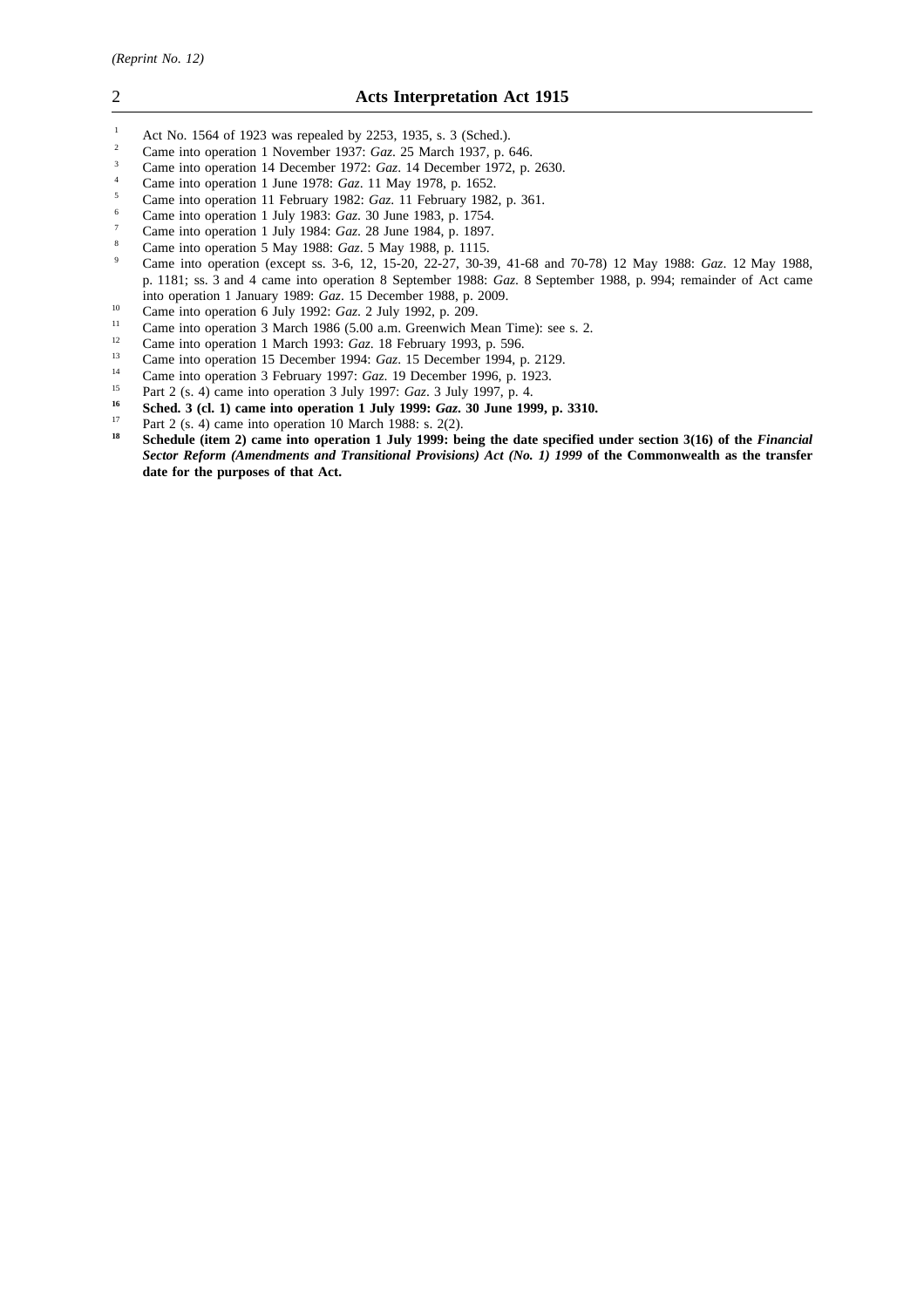[1] Act No. 1564 of 1923 was repealed by 2253, 1935, s. 3 (Sched.).

[2] Came into operation 1 November 1937: *Gaz*. 25 March 1937, p. 646.

[3] Came into operation 14 December 1972: *Gaz*. 14 December 1972, p. 2630.

[4] Came into operation 1 June 1978: *Gaz*. 11 May 1978, p. 1652.

[5] Came into operation 11 February 1982: *Gaz*. 11 February 1982, p. 361.

[6] Came into operation 1 July 1983: *Gaz*. 30 June 1983, p. 1754.

[7] Came into operation 1 July 1984: *Gaz*. 28 June 1984, p. 1897.

[8] Came into operation 5 May 1988: *Gaz*. 5 May 1988, p. 1115.

[9] Came into operation (except ss. 3-6, 12, 15-20, 22-27, 30-39, 41-68 and 70-78) 12 May 1988: *Gaz*. 12 May 1988, p. 1181; ss. 3 and 4 came into operation 8 September 1988: *Gaz*. 8 September 1988, p. 994; remainder of Act came into operation 1 January 1989: *Gaz*. 15 December 1988, p. 2009.

[10] Came into operation 6 July 1992: *Gaz*. 2 July 1992, p. 209.

[11] Came into operation 3 March 1986 (5.00 a.m. Greenwich Mean Time): see s. 2.

[12] Came into operation 1 March 1993: *Gaz*. 18 February 1993, p. 596.

[13] Came into operation 15 December 1994: *Gaz*. 15 December 1994, p. 2129.

[14] Came into operation 3 February 1997: *Gaz*. 19 December 1996, p. 1923.

[15] Part 2 (s. 4) came into operation 3 July 1997: *Gaz*. 3 July 1997, p. 4.

**[16] Sched. 3 (cl. 1) came into operation 1 July 1999: *Gaz*. 30 June 1999, p. 3310.**

[17] Part 2 (s. 4) came into operation 10 March 1988: s. 2(2).

**[18] Schedule (item 2) came into operation 1 July 1999: being the date specified under section 3(16) of the *Financial Sector Reform (Amendments and Transitional Provisions) Act (No. 1) 1999* of the Commonwealth as the transfer date for the purposes of that Act.**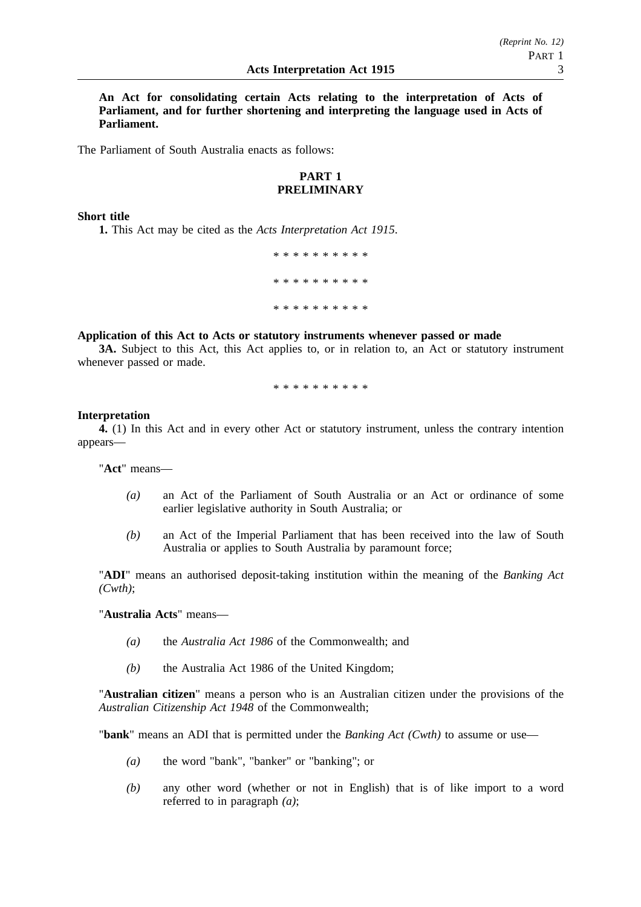**An Act for consolidating certain Acts relating to the interpretation of Acts of Parliament, and for further shortening and interpreting the language used in Acts of Parliament.**

The Parliament of South Australia enacts as follows:

## PART 1
## PRELIMINARY

**Short title**

**1.** This Act may be cited as the *Acts Interpretation Act 1915*.

* * * * * * * * * *

* * * * * * * * * *

* * * * * * * * * *

**Application of this Act to Acts or statutory instruments whenever passed or made**

**3A.** Subject to this Act, this Act applies to, or in relation to, an Act or statutory instrument whenever passed or made.

* * * * * * * * * *

**Interpretation**

**4.** (1) In this Act and in every other Act or statutory instrument, unless the contrary intention appears—

"**Act**" means—

*(a)* an Act of the Parliament of South Australia or an Act or ordinance of some earlier legislative authority in South Australia; or

*(b)* an Act of the Imperial Parliament that has been received into the law of South Australia or applies to South Australia by paramount force;

"**ADI**" means an authorised deposit-taking institution within the meaning of the *Banking Act (Cwth)*;

"**Australia Acts**" means—

*(a)* the *Australia Act 1986* of the Commonwealth; and

*(b)* the Australia Act 1986 of the United Kingdom;

"**Australian citizen**" means a person who is an Australian citizen under the provisions of the *Australian Citizenship Act 1948* of the Commonwealth;

"**bank**" means an ADI that is permitted under the *Banking Act (Cwth)* to assume or use—

*(a)* the word "bank", "banker" or "banking"; or

*(b)* any other word (whether or not in English) that is of like import to a word referred to in paragraph *(a)*;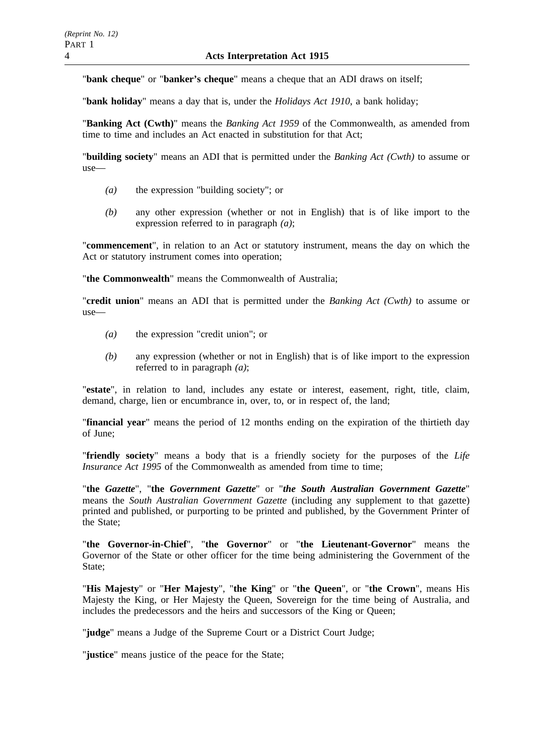"**bank cheque**" or "**banker's cheque**" means a cheque that an ADI draws on itself;

"**bank holiday**" means a day that is, under the *Holidays Act 1910*, a bank holiday;

"**Banking Act (Cwth)**" means the *Banking Act 1959* of the Commonwealth, as amended from time to time and includes an Act enacted in substitution for that Act;

"**building society**" means an ADI that is permitted under the *Banking Act (Cwth)* to assume or use—

*(a)* the expression "building society"; or

*(b)* any other expression (whether or not in English) that is of like import to the expression referred to in paragraph *(a)*;

"**commencement**", in relation to an Act or statutory instrument, means the day on which the Act or statutory instrument comes into operation;

"**the Commonwealth**" means the Commonwealth of Australia;

"**credit union**" means an ADI that is permitted under the *Banking Act (Cwth)* to assume or use—

*(a)* the expression "credit union"; or

*(b)* any expression (whether or not in English) that is of like import to the expression referred to in paragraph *(a)*;

"**estate**", in relation to land, includes any estate or interest, easement, right, title, claim, demand, charge, lien or encumbrance in, over, to, or in respect of, the land;

"**financial year**" means the period of 12 months ending on the expiration of the thirtieth day of June;

"**friendly society**" means a body that is a friendly society for the purposes of the *Life Insurance Act 1995* of the Commonwealth as amended from time to time;

"**the *Gazette***", "**the *Government Gazette***" or "***the South Australian Government Gazette***" means the *South Australian Government Gazette* (including any supplement to that gazette) printed and published, or purporting to be printed and published, by the Government Printer of the State;

"**the Governor-in-Chief**", "**the Governor**" or "**the Lieutenant-Governor**" means the Governor of the State or other officer for the time being administering the Government of the State;

"**His Majesty**" or "**Her Majesty**", "**the King**" or "**the Queen**", or "**the Crown**", means His Majesty the King, or Her Majesty the Queen, Sovereign for the time being of Australia, and includes the predecessors and the heirs and successors of the King or Queen;

"**judge**" means a Judge of the Supreme Court or a District Court Judge;

"**justice**" means justice of the peace for the State;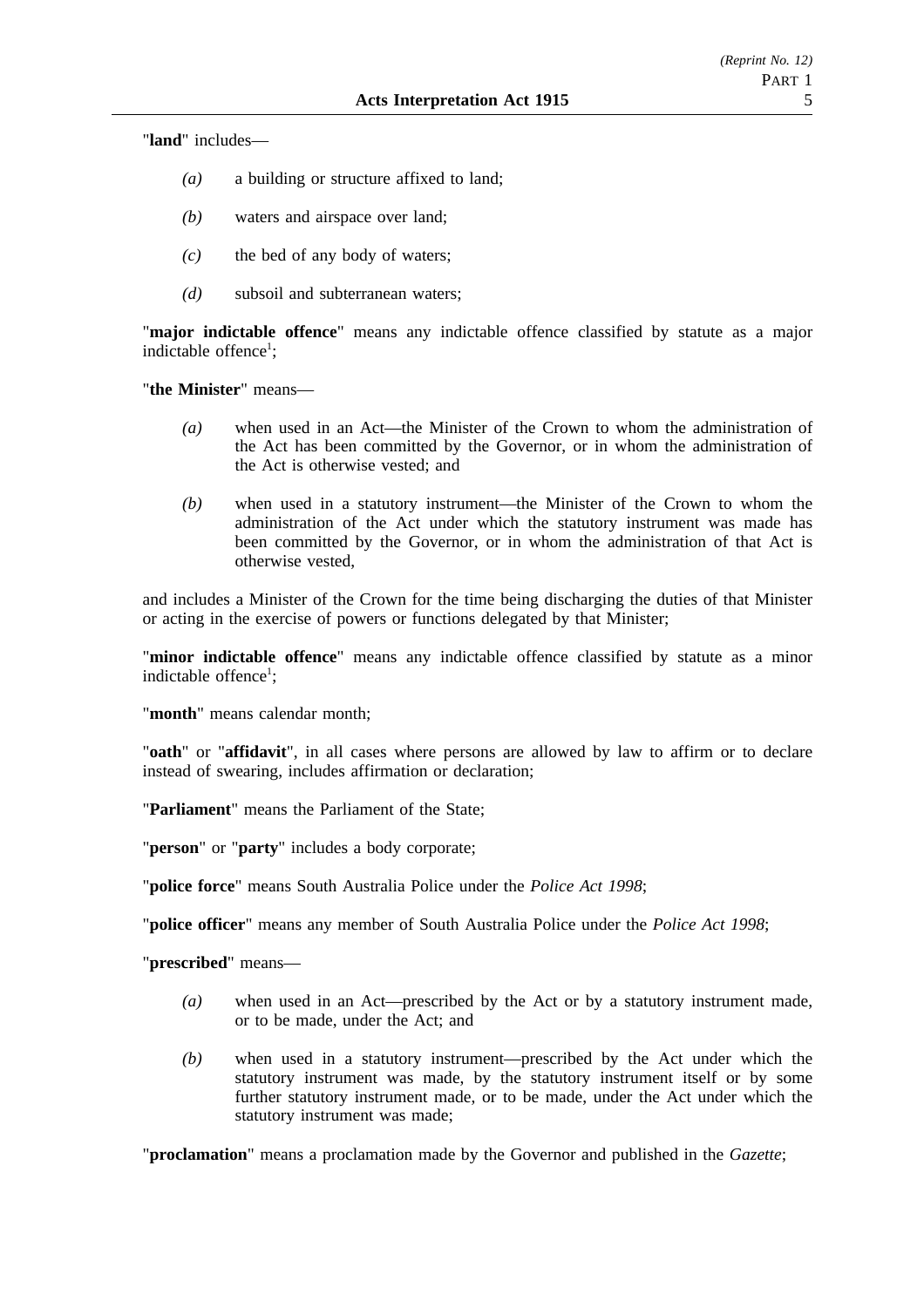"**land**" includes—

- *(a)* a building or structure affixed to land;
- *(b)* waters and airspace over land;
- *(c)* the bed of any body of waters;
- *(d)* subsoil and subterranean waters;

"**major indictable offence**" means any indictable offence classified by statute as a major indictable offence[1];

"**the Minister**" means—

- *(a)* when used in an Act—the Minister of the Crown to whom the administration of the Act has been committed by the Governor, or in whom the administration of the Act is otherwise vested; and
- *(b)* when used in a statutory instrument—the Minister of the Crown to whom the administration of the Act under which the statutory instrument was made has been committed by the Governor, or in whom the administration of that Act is otherwise vested,

and includes a Minister of the Crown for the time being discharging the duties of that Minister or acting in the exercise of powers or functions delegated by that Minister;

"**minor indictable offence**" means any indictable offence classified by statute as a minor indictable offence[1];

"**month**" means calendar month;

"**oath**" or "**affidavit**", in all cases where persons are allowed by law to affirm or to declare instead of swearing, includes affirmation or declaration;

"**Parliament**" means the Parliament of the State;

"**person**" or "**party**" includes a body corporate;

"**police force**" means South Australia Police under the *Police Act 1998*;

"**police officer**" means any member of South Australia Police under the *Police Act 1998*;

"**prescribed**" means—

- *(a)* when used in an Act—prescribed by the Act or by a statutory instrument made, or to be made, under the Act; and
- *(b)* when used in a statutory instrument—prescribed by the Act under which the statutory instrument was made, by the statutory instrument itself or by some further statutory instrument made, or to be made, under the Act under which the statutory instrument was made;

"**proclamation**" means a proclamation made by the Governor and published in the *Gazette*;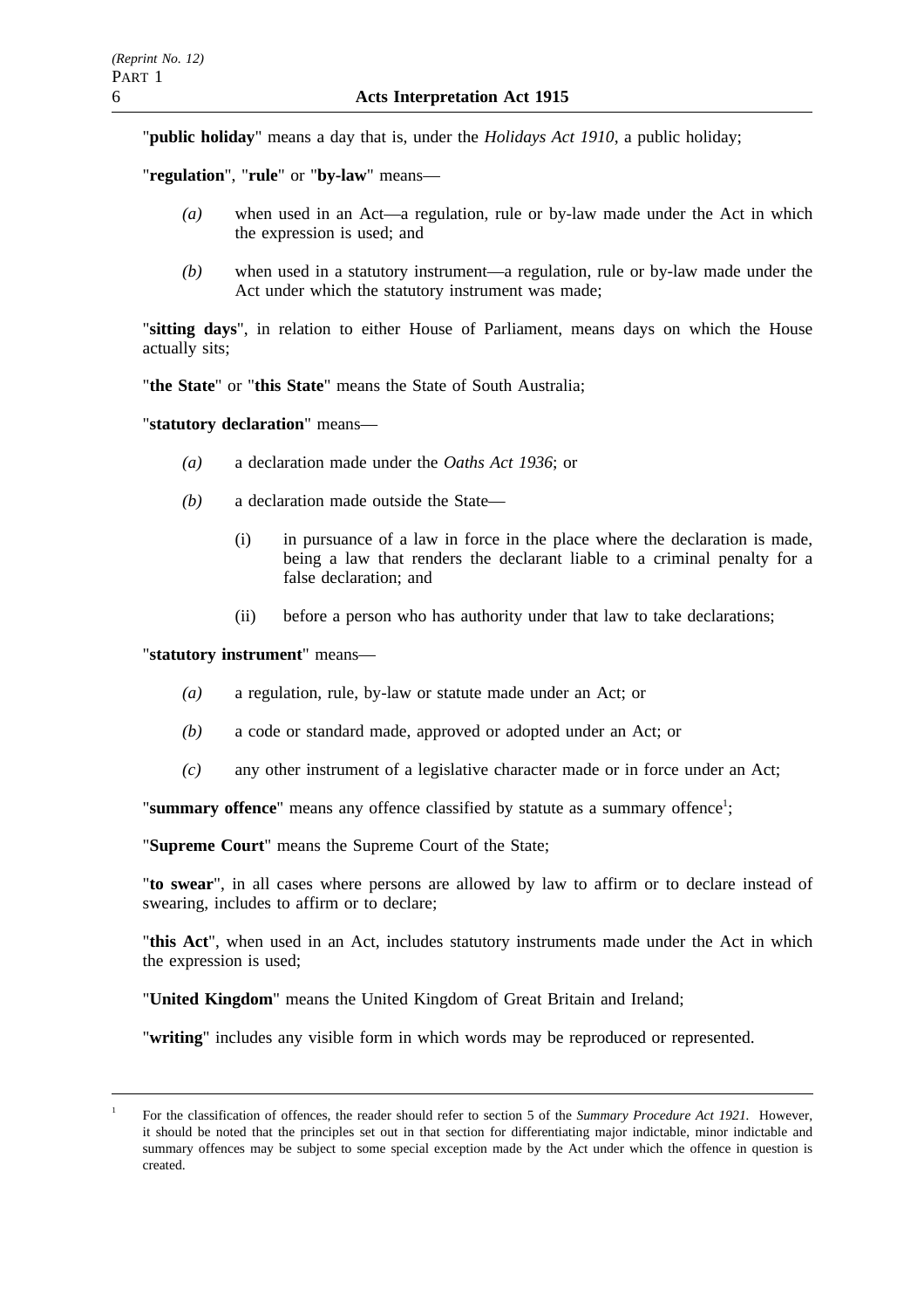"**public holiday**" means a day that is, under the *Holidays Act 1910*, a public holiday;

"**regulation**", "**rule**" or "**by-law**" means—

*(a)* when used in an Act—a regulation, rule or by-law made under the Act in which the expression is used; and

*(b)* when used in a statutory instrument—a regulation, rule or by-law made under the Act under which the statutory instrument was made;

"**sitting days**", in relation to either House of Parliament, means days on which the House actually sits;

"**the State**" or "**this State**" means the State of South Australia;

"**statutory declaration**" means—

*(a)* a declaration made under the *Oaths Act 1936*; or

*(b)* a declaration made outside the State—

(i) in pursuance of a law in force in the place where the declaration is made, being a law that renders the declarant liable to a criminal penalty for a false declaration; and

(ii) before a person who has authority under that law to take declarations;

"**statutory instrument**" means—

*(a)* a regulation, rule, by-law or statute made under an Act; or

*(b)* a code or standard made, approved or adopted under an Act; or

*(c)* any other instrument of a legislative character made or in force under an Act;

"**summary offence**" means any offence classified by statute as a summary offence[1];

"**Supreme Court**" means the Supreme Court of the State;

"**to swear**", in all cases where persons are allowed by law to affirm or to declare instead of swearing, includes to affirm or to declare;

"**this Act**", when used in an Act, includes statutory instruments made under the Act in which the expression is used;

"**United Kingdom**" means the United Kingdom of Great Britain and Ireland;

"**writing**" includes any visible form in which words may be reproduced or represented.

---

[1] For the classification of offences, the reader should refer to section 5 of the *Summary Procedure Act 1921*. However, it should be noted that the principles set out in that section for differentiating major indictable, minor indictable and summary offences may be subject to some special exception made by the Act under which the offence in question is created.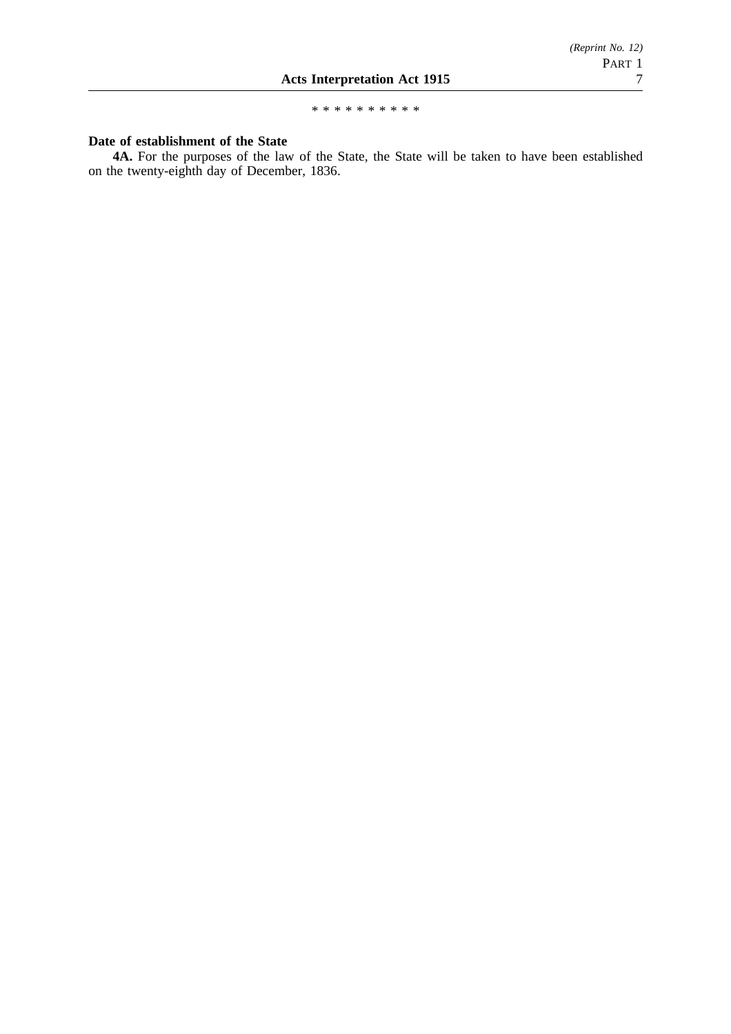\* \* \* \* \* \* \* \* \* \*

**Date of establishment of the State**

**4A.** For the purposes of the law of the State, the State will be taken to have been established on the twenty-eighth day of December, 1836.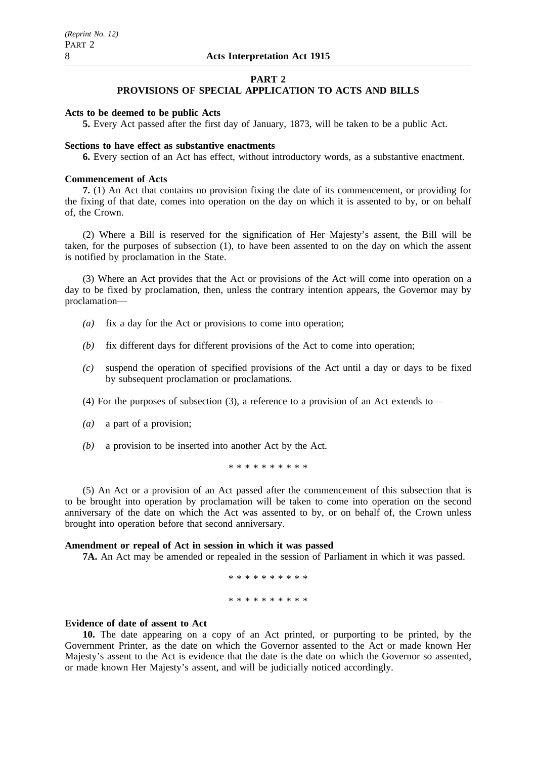## PART 2
## PROVISIONS OF SPECIAL APPLICATION TO ACTS AND BILLS

**Acts to be deemed to be public Acts**

**5.** Every Act passed after the first day of January, 1873, will be taken to be a public Act.

**Sections to have effect as substantive enactments**

**6.** Every section of an Act has effect, without introductory words, as a substantive enactment.

**Commencement of Acts**

**7.** (1) An Act that contains no provision fixing the date of its commencement, or providing for the fixing of that date, comes into operation on the day on which it is assented to by, or on behalf of, the Crown.

(2) Where a Bill is reserved for the signification of Her Majesty's assent, the Bill will be taken, for the purposes of subsection (1), to have been assented to on the day on which the assent is notified by proclamation in the State.

(3) Where an Act provides that the Act or provisions of the Act will come into operation on a day to be fixed by proclamation, then, unless the contrary intention appears, the Governor may by proclamation—

*(a)* fix a day for the Act or provisions to come into operation;

*(b)* fix different days for different provisions of the Act to come into operation;

*(c)* suspend the operation of specified provisions of the Act until a day or days to be fixed by subsequent proclamation or proclamations.

(4) For the purposes of subsection (3), a reference to a provision of an Act extends to—

*(a)* a part of a provision;

*(b)* a provision to be inserted into another Act by the Act.

* * * * * * * * * *

(5) An Act or a provision of an Act passed after the commencement of this subsection that is to be brought into operation by proclamation will be taken to come into operation on the second anniversary of the date on which the Act was assented to by, or on behalf of, the Crown unless brought into operation before that second anniversary.

**Amendment or repeal of Act in session in which it was passed**

**7A.** An Act may be amended or repealed in the session of Parliament in which it was passed.

* * * * * * * * * *

* * * * * * * * * *

**Evidence of date of assent to Act**

**10.** The date appearing on a copy of an Act printed, or purporting to be printed, by the Government Printer, as the date on which the Governor assented to the Act or made known Her Majesty's assent to the Act is evidence that the date is the date on which the Governor so assented, or made known Her Majesty's assent, and will be judicially noticed accordingly.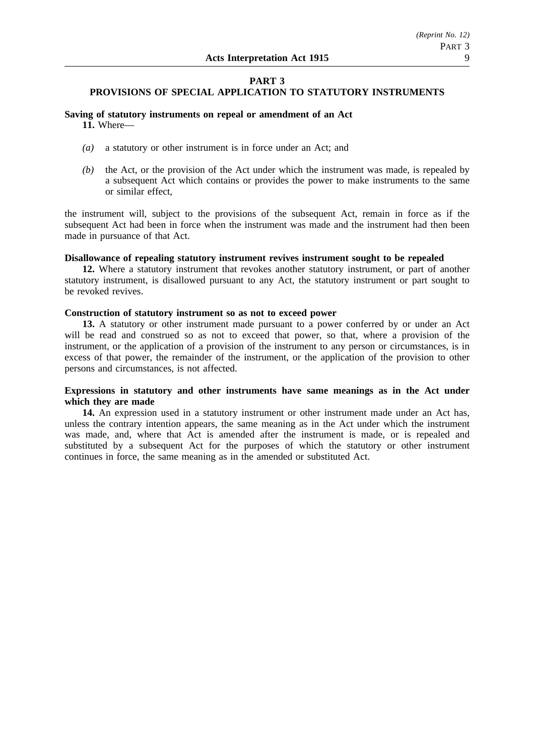## PART 3
## PROVISIONS OF SPECIAL APPLICATION TO STATUTORY INSTRUMENTS

**Saving of statutory instruments on repeal or amendment of an Act**

**11.** Where—

*(a)* a statutory or other instrument is in force under an Act; and

*(b)* the Act, or the provision of the Act under which the instrument was made, is repealed by a subsequent Act which contains or provides the power to make instruments to the same or similar effect,

the instrument will, subject to the provisions of the subsequent Act, remain in force as if the subsequent Act had been in force when the instrument was made and the instrument had then been made in pursuance of that Act.

**Disallowance of repealing statutory instrument revives instrument sought to be repealed**

**12.** Where a statutory instrument that revokes another statutory instrument, or part of another statutory instrument, is disallowed pursuant to any Act, the statutory instrument or part sought to be revoked revives.

**Construction of statutory instrument so as not to exceed power**

**13.** A statutory or other instrument made pursuant to a power conferred by or under an Act will be read and construed so as not to exceed that power, so that, where a provision of the instrument, or the application of a provision of the instrument to any person or circumstances, is in excess of that power, the remainder of the instrument, or the application of the provision to other persons and circumstances, is not affected.

**Expressions in statutory and other instruments have same meanings as in the Act under which they are made**

**14.** An expression used in a statutory instrument or other instrument made under an Act has, unless the contrary intention appears, the same meaning as in the Act under which the instrument was made, and, where that Act is amended after the instrument is made, or is repealed and substituted by a subsequent Act for the purposes of which the statutory or other instrument continues in force, the same meaning as in the amended or substituted Act.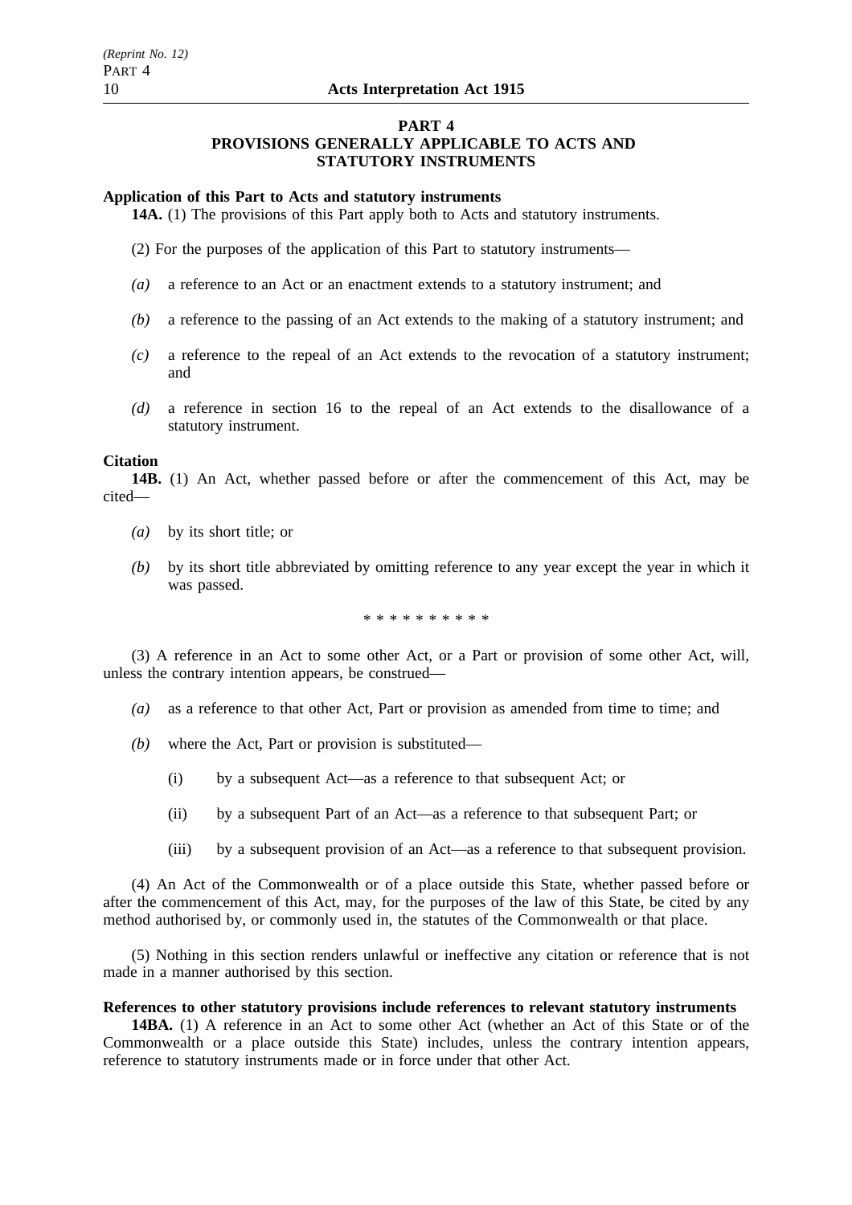## PART 4
## PROVISIONS GENERALLY APPLICABLE TO ACTS AND STATUTORY INSTRUMENTS

**Application of this Part to Acts and statutory instruments**

**14A.** (1) The provisions of this Part apply both to Acts and statutory instruments.

(2) For the purposes of the application of this Part to statutory instruments—

*(a)* a reference to an Act or an enactment extends to a statutory instrument; and

*(b)* a reference to the passing of an Act extends to the making of a statutory instrument; and

*(c)* a reference to the repeal of an Act extends to the revocation of a statutory instrument; and

*(d)* a reference in section 16 to the repeal of an Act extends to the disallowance of a statutory instrument.

**Citation**

**14B.** (1) An Act, whether passed before or after the commencement of this Act, may be cited—

*(a)* by its short title; or

*(b)* by its short title abbreviated by omitting reference to any year except the year in which it was passed.

\* \* \* \* \* \* \* \* \* \*

(3) A reference in an Act to some other Act, or a Part or provision of some other Act, will, unless the contrary intention appears, be construed—

*(a)* as a reference to that other Act, Part or provision as amended from time to time; and

*(b)* where the Act, Part or provision is substituted—

(i) by a subsequent Act—as a reference to that subsequent Act; or

(ii) by a subsequent Part of an Act—as a reference to that subsequent Part; or

(iii) by a subsequent provision of an Act—as a reference to that subsequent provision.

(4) An Act of the Commonwealth or of a place outside this State, whether passed before or after the commencement of this Act, may, for the purposes of the law of this State, be cited by any method authorised by, or commonly used in, the statutes of the Commonwealth or that place.

(5) Nothing in this section renders unlawful or ineffective any citation or reference that is not made in a manner authorised by this section.

**References to other statutory provisions include references to relevant statutory instruments**

**14BA.** (1) A reference in an Act to some other Act (whether an Act of this State or of the Commonwealth or a place outside this State) includes, unless the contrary intention appears, reference to statutory instruments made or in force under that other Act.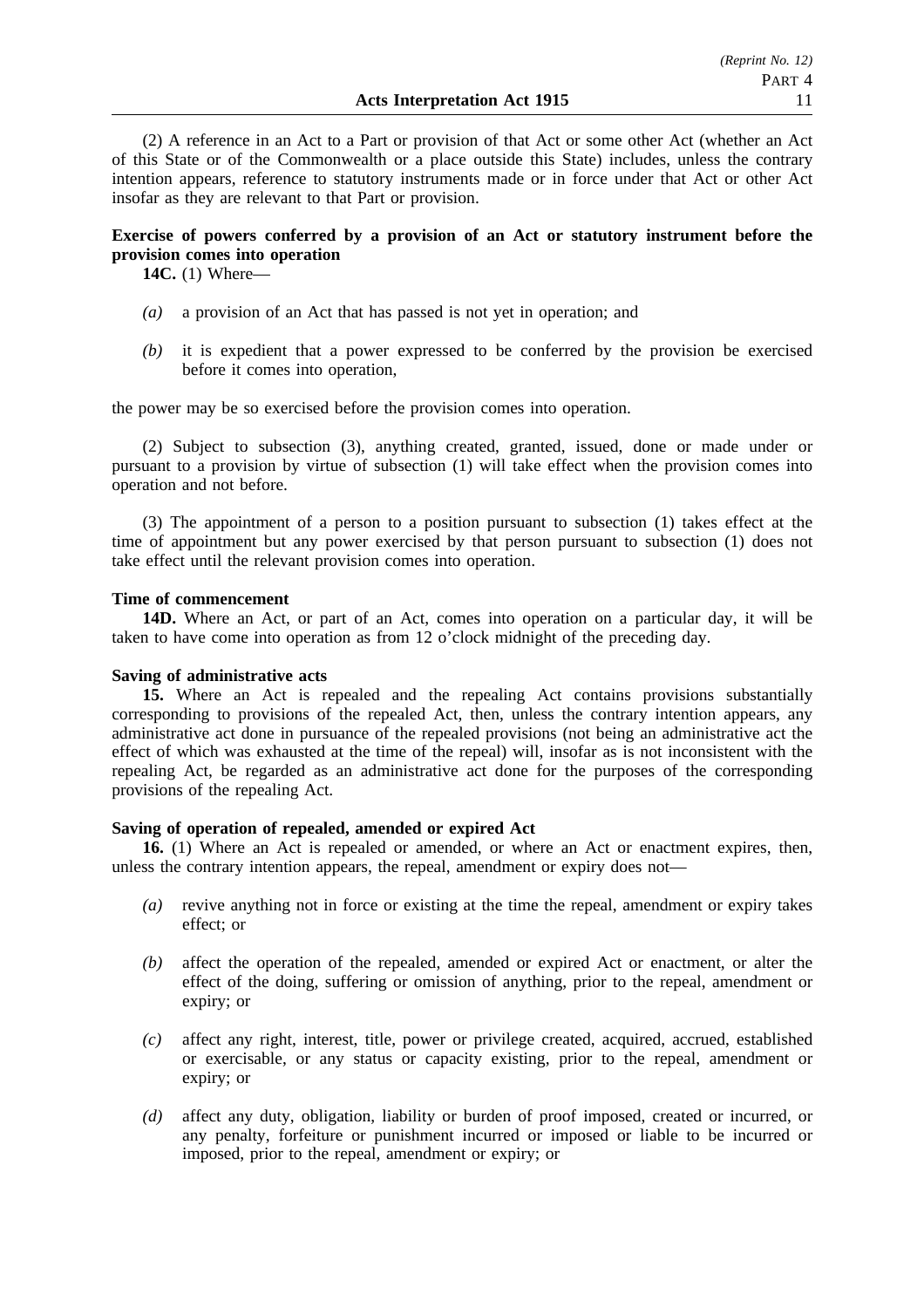(2) A reference in an Act to a Part or provision of that Act or some other Act (whether an Act of this State or of the Commonwealth or a place outside this State) includes, unless the contrary intention appears, reference to statutory instruments made or in force under that Act or other Act insofar as they are relevant to that Part or provision.

**Exercise of powers conferred by a provision of an Act or statutory instrument before the provision comes into operation**

**14C.** (1) Where—

*(a)* a provision of an Act that has passed is not yet in operation; and

*(b)* it is expedient that a power expressed to be conferred by the provision be exercised before it comes into operation,

the power may be so exercised before the provision comes into operation.

(2) Subject to subsection (3), anything created, granted, issued, done or made under or pursuant to a provision by virtue of subsection (1) will take effect when the provision comes into operation and not before.

(3) The appointment of a person to a position pursuant to subsection (1) takes effect at the time of appointment but any power exercised by that person pursuant to subsection (1) does not take effect until the relevant provision comes into operation.

**Time of commencement**

**14D.** Where an Act, or part of an Act, comes into operation on a particular day, it will be taken to have come into operation as from 12 o'clock midnight of the preceding day.

**Saving of administrative acts**

**15.** Where an Act is repealed and the repealing Act contains provisions substantially corresponding to provisions of the repealed Act, then, unless the contrary intention appears, any administrative act done in pursuance of the repealed provisions (not being an administrative act the effect of which was exhausted at the time of the repeal) will, insofar as is not inconsistent with the repealing Act, be regarded as an administrative act done for the purposes of the corresponding provisions of the repealing Act.

**Saving of operation of repealed, amended or expired Act**

**16.** (1) Where an Act is repealed or amended, or where an Act or enactment expires, then, unless the contrary intention appears, the repeal, amendment or expiry does not—

*(a)* revive anything not in force or existing at the time the repeal, amendment or expiry takes effect; or

*(b)* affect the operation of the repealed, amended or expired Act or enactment, or alter the effect of the doing, suffering or omission of anything, prior to the repeal, amendment or expiry; or

*(c)* affect any right, interest, title, power or privilege created, acquired, accrued, established or exercisable, or any status or capacity existing, prior to the repeal, amendment or expiry; or

*(d)* affect any duty, obligation, liability or burden of proof imposed, created or incurred, or any penalty, forfeiture or punishment incurred or imposed or liable to be incurred or imposed, prior to the repeal, amendment or expiry; or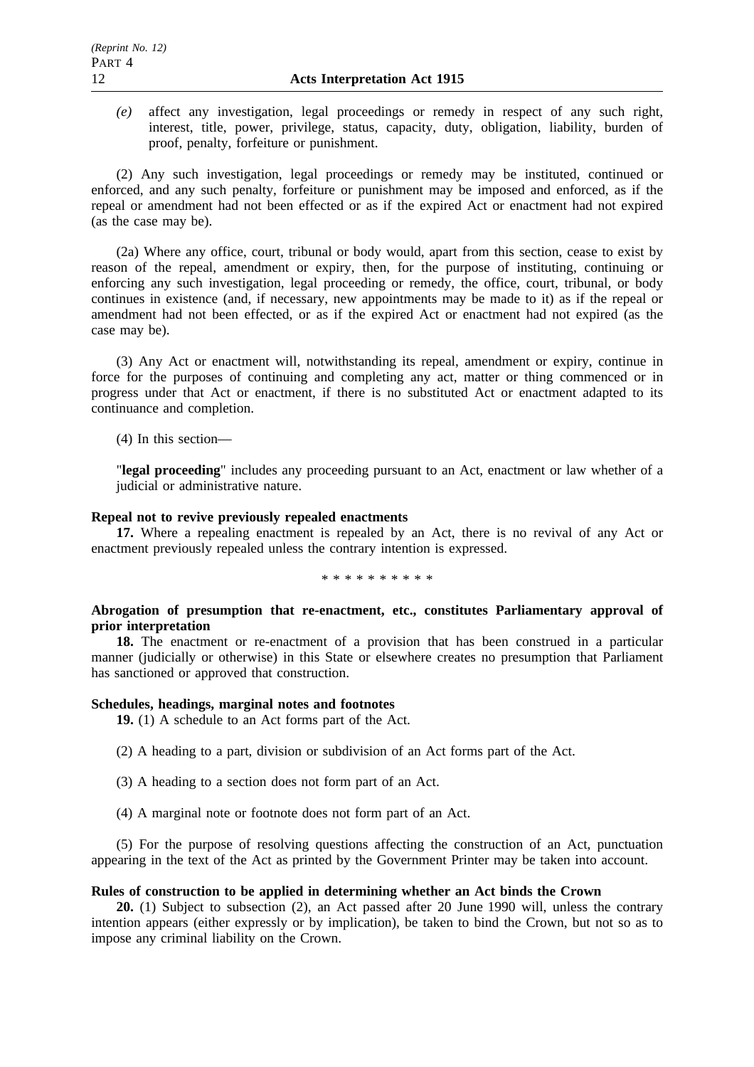*(e)* affect any investigation, legal proceedings or remedy in respect of any such right, interest, title, power, privilege, status, capacity, duty, obligation, liability, burden of proof, penalty, forfeiture or punishment.

(2) Any such investigation, legal proceedings or remedy may be instituted, continued or enforced, and any such penalty, forfeiture or punishment may be imposed and enforced, as if the repeal or amendment had not been effected or as if the expired Act or enactment had not expired (as the case may be).

(2a) Where any office, court, tribunal or body would, apart from this section, cease to exist by reason of the repeal, amendment or expiry, then, for the purpose of instituting, continuing or enforcing any such investigation, legal proceeding or remedy, the office, court, tribunal, or body continues in existence (and, if necessary, new appointments may be made to it) as if the repeal or amendment had not been effected, or as if the expired Act or enactment had not expired (as the case may be).

(3) Any Act or enactment will, notwithstanding its repeal, amendment or expiry, continue in force for the purposes of continuing and completing any act, matter or thing commenced or in progress under that Act or enactment, if there is no substituted Act or enactment adapted to its continuance and completion.

(4) In this section—

"**legal proceeding**" includes any proceeding pursuant to an Act, enactment or law whether of a judicial or administrative nature.

**Repeal not to revive previously repealed enactments**

**17.** Where a repealing enactment is repealed by an Act, there is no revival of any Act or enactment previously repealed unless the contrary intention is expressed.

\* \* \* \* \* \* \* \* \* \*

**Abrogation of presumption that re-enactment, etc., constitutes Parliamentary approval of prior interpretation**

**18.** The enactment or re-enactment of a provision that has been construed in a particular manner (judicially or otherwise) in this State or elsewhere creates no presumption that Parliament has sanctioned or approved that construction.

**Schedules, headings, marginal notes and footnotes**

**19.** (1) A schedule to an Act forms part of the Act.

(2) A heading to a part, division or subdivision of an Act forms part of the Act.

(3) A heading to a section does not form part of an Act.

(4) A marginal note or footnote does not form part of an Act.

(5) For the purpose of resolving questions affecting the construction of an Act, punctuation appearing in the text of the Act as printed by the Government Printer may be taken into account.

**Rules of construction to be applied in determining whether an Act binds the Crown**

**20.** (1) Subject to subsection (2), an Act passed after 20 June 1990 will, unless the contrary intention appears (either expressly or by implication), be taken to bind the Crown, but not so as to impose any criminal liability on the Crown.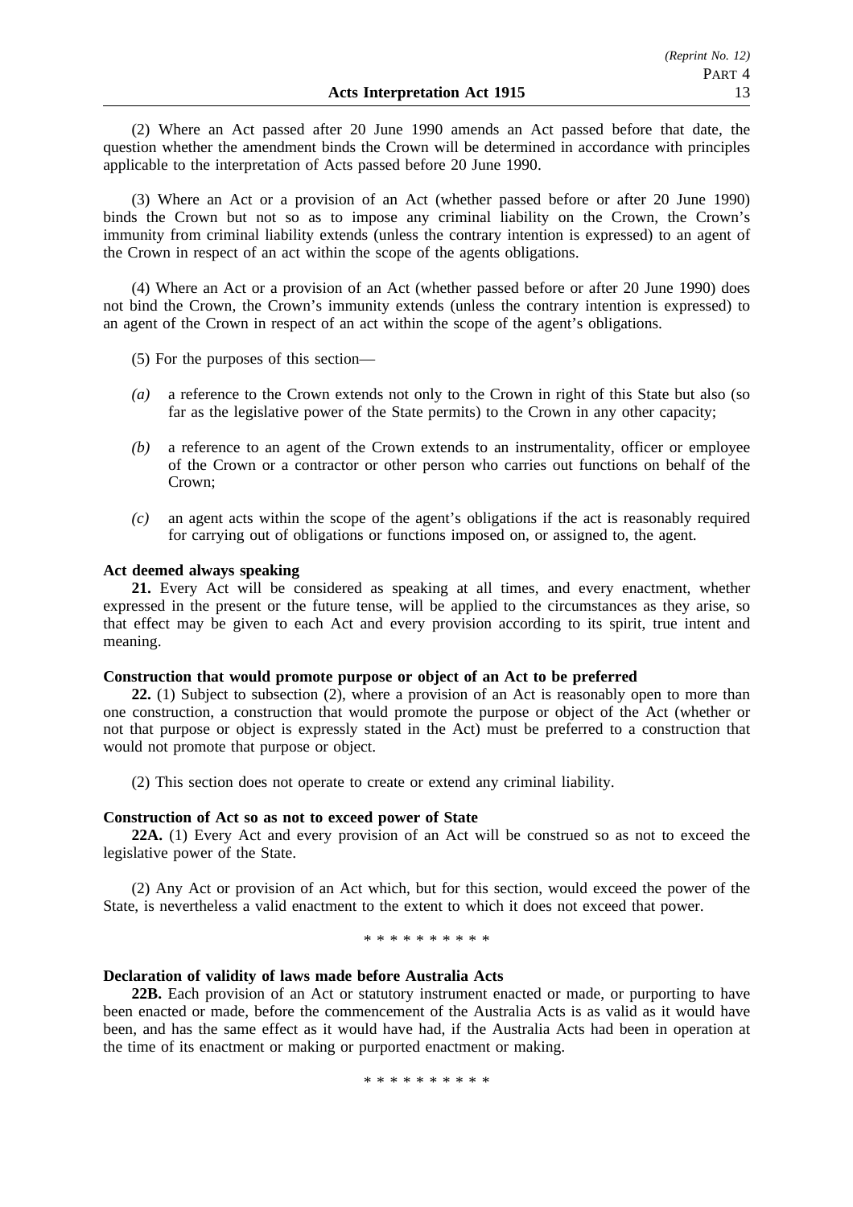(2) Where an Act passed after 20 June 1990 amends an Act passed before that date, the question whether the amendment binds the Crown will be determined in accordance with principles applicable to the interpretation of Acts passed before 20 June 1990.

(3) Where an Act or a provision of an Act (whether passed before or after 20 June 1990) binds the Crown but not so as to impose any criminal liability on the Crown, the Crown's immunity from criminal liability extends (unless the contrary intention is expressed) to an agent of the Crown in respect of an act within the scope of the agents obligations.

(4) Where an Act or a provision of an Act (whether passed before or after 20 June 1990) does not bind the Crown, the Crown's immunity extends (unless the contrary intention is expressed) to an agent of the Crown in respect of an act within the scope of the agent's obligations.

(5) For the purposes of this section—

*(a)* a reference to the Crown extends not only to the Crown in right of this State but also (so far as the legislative power of the State permits) to the Crown in any other capacity;

*(b)* a reference to an agent of the Crown extends to an instrumentality, officer or employee of the Crown or a contractor or other person who carries out functions on behalf of the Crown;

*(c)* an agent acts within the scope of the agent's obligations if the act is reasonably required for carrying out of obligations or functions imposed on, or assigned to, the agent.

**Act deemed always speaking**

**21.** Every Act will be considered as speaking at all times, and every enactment, whether expressed in the present or the future tense, will be applied to the circumstances as they arise, so that effect may be given to each Act and every provision according to its spirit, true intent and meaning.

**Construction that would promote purpose or object of an Act to be preferred**

**22.** (1) Subject to subsection (2), where a provision of an Act is reasonably open to more than one construction, a construction that would promote the purpose or object of the Act (whether or not that purpose or object is expressly stated in the Act) must be preferred to a construction that would not promote that purpose or object.

(2) This section does not operate to create or extend any criminal liability.

**Construction of Act so as not to exceed power of State**

**22A.** (1) Every Act and every provision of an Act will be construed so as not to exceed the legislative power of the State.

(2) Any Act or provision of an Act which, but for this section, would exceed the power of the State, is nevertheless a valid enactment to the extent to which it does not exceed that power.

\* \* \* \* \* \* \* \* \* \*

**Declaration of validity of laws made before Australia Acts**

**22B.** Each provision of an Act or statutory instrument enacted or made, or purporting to have been enacted or made, before the commencement of the Australia Acts is as valid as it would have been, and has the same effect as it would have had, if the Australia Acts had been in operation at the time of its enactment or making or purported enactment or making.

\* \* \* \* \* \* \* \* \* \*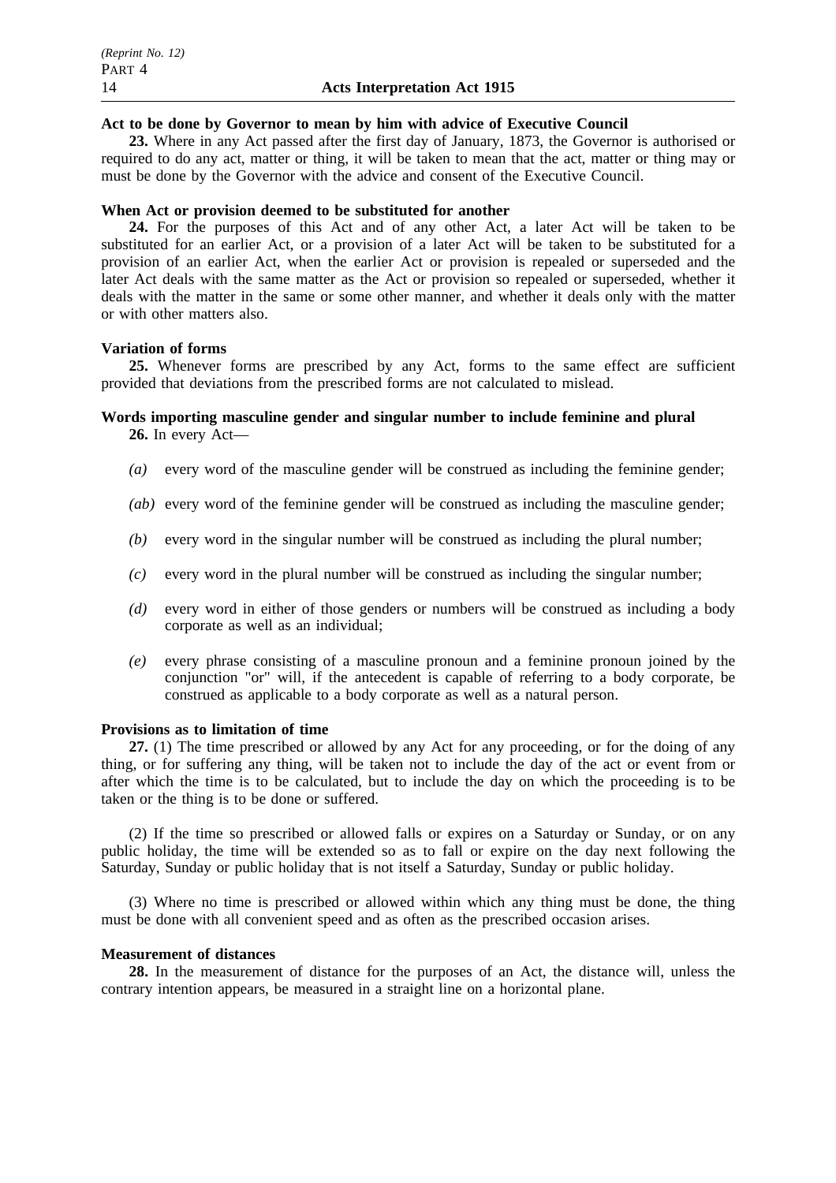**Act to be done by Governor to mean by him with advice of Executive Council**

**23.** Where in any Act passed after the first day of January, 1873, the Governor is authorised or required to do any act, matter or thing, it will be taken to mean that the act, matter or thing may or must be done by the Governor with the advice and consent of the Executive Council.

**When Act or provision deemed to be substituted for another**

**24.** For the purposes of this Act and of any other Act, a later Act will be taken to be substituted for an earlier Act, or a provision of a later Act will be taken to be substituted for a provision of an earlier Act, when the earlier Act or provision is repealed or superseded and the later Act deals with the same matter as the Act or provision so repealed or superseded, whether it deals with the matter in the same or some other manner, and whether it deals only with the matter or with other matters also.

**Variation of forms**

**25.** Whenever forms are prescribed by any Act, forms to the same effect are sufficient provided that deviations from the prescribed forms are not calculated to mislead.

**Words importing masculine gender and singular number to include feminine and plural**

**26.** In every Act—

*(a)* every word of the masculine gender will be construed as including the feminine gender;

*(ab)* every word of the feminine gender will be construed as including the masculine gender;

*(b)* every word in the singular number will be construed as including the plural number;

*(c)* every word in the plural number will be construed as including the singular number;

*(d)* every word in either of those genders or numbers will be construed as including a body corporate as well as an individual;

*(e)* every phrase consisting of a masculine pronoun and a feminine pronoun joined by the conjunction "or" will, if the antecedent is capable of referring to a body corporate, be construed as applicable to a body corporate as well as a natural person.

**Provisions as to limitation of time**

**27.** (1) The time prescribed or allowed by any Act for any proceeding, or for the doing of any thing, or for suffering any thing, will be taken not to include the day of the act or event from or after which the time is to be calculated, but to include the day on which the proceeding is to be taken or the thing is to be done or suffered.

(2) If the time so prescribed or allowed falls or expires on a Saturday or Sunday, or on any public holiday, the time will be extended so as to fall or expire on the day next following the Saturday, Sunday or public holiday that is not itself a Saturday, Sunday or public holiday.

(3) Where no time is prescribed or allowed within which any thing must be done, the thing must be done with all convenient speed and as often as the prescribed occasion arises.

**Measurement of distances**

**28.** In the measurement of distance for the purposes of an Act, the distance will, unless the contrary intention appears, be measured in a straight line on a horizontal plane.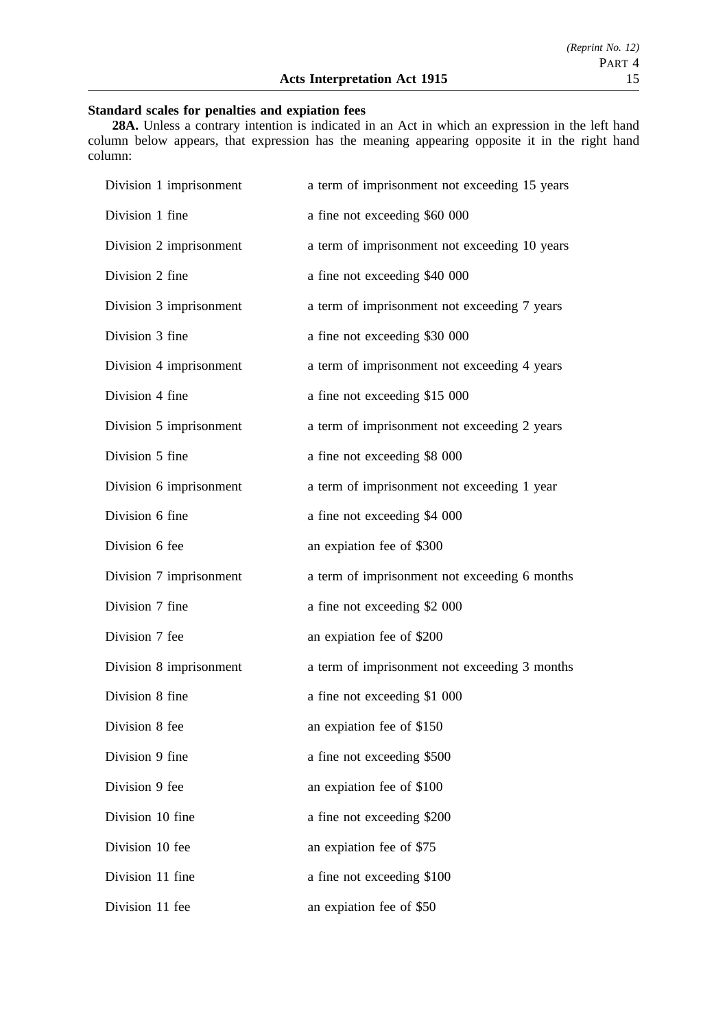**Standard scales for penalties and expiation fees**

**28A.** Unless a contrary intention is indicated in an Act in which an expression in the left hand column below appears, that expression has the meaning appearing opposite it in the right hand column:

| | |
|---|---|
| Division 1 imprisonment | a term of imprisonment not exceeding 15 years |
| Division 1 fine | a fine not exceeding $60 000 |
| Division 2 imprisonment | a term of imprisonment not exceeding 10 years |
| Division 2 fine | a fine not exceeding $40 000 |
| Division 3 imprisonment | a term of imprisonment not exceeding 7 years |
| Division 3 fine | a fine not exceeding $30 000 |
| Division 4 imprisonment | a term of imprisonment not exceeding 4 years |
| Division 4 fine | a fine not exceeding $15 000 |
| Division 5 imprisonment | a term of imprisonment not exceeding 2 years |
| Division 5 fine | a fine not exceeding $8 000 |
| Division 6 imprisonment | a term of imprisonment not exceeding 1 year |
| Division 6 fine | a fine not exceeding $4 000 |
| Division 6 fee | an expiation fee of $300 |
| Division 7 imprisonment | a term of imprisonment not exceeding 6 months |
| Division 7 fine | a fine not exceeding $2 000 |
| Division 7 fee | an expiation fee of $200 |
| Division 8 imprisonment | a term of imprisonment not exceeding 3 months |
| Division 8 fine | a fine not exceeding $1 000 |
| Division 8 fee | an expiation fee of $150 |
| Division 9 fine | a fine not exceeding $500 |
| Division 9 fee | an expiation fee of $100 |
| Division 10 fine | a fine not exceeding $200 |
| Division 10 fee | an expiation fee of $75 |
| Division 11 fine | a fine not exceeding $100 |
| Division 11 fee | an expiation fee of $50 |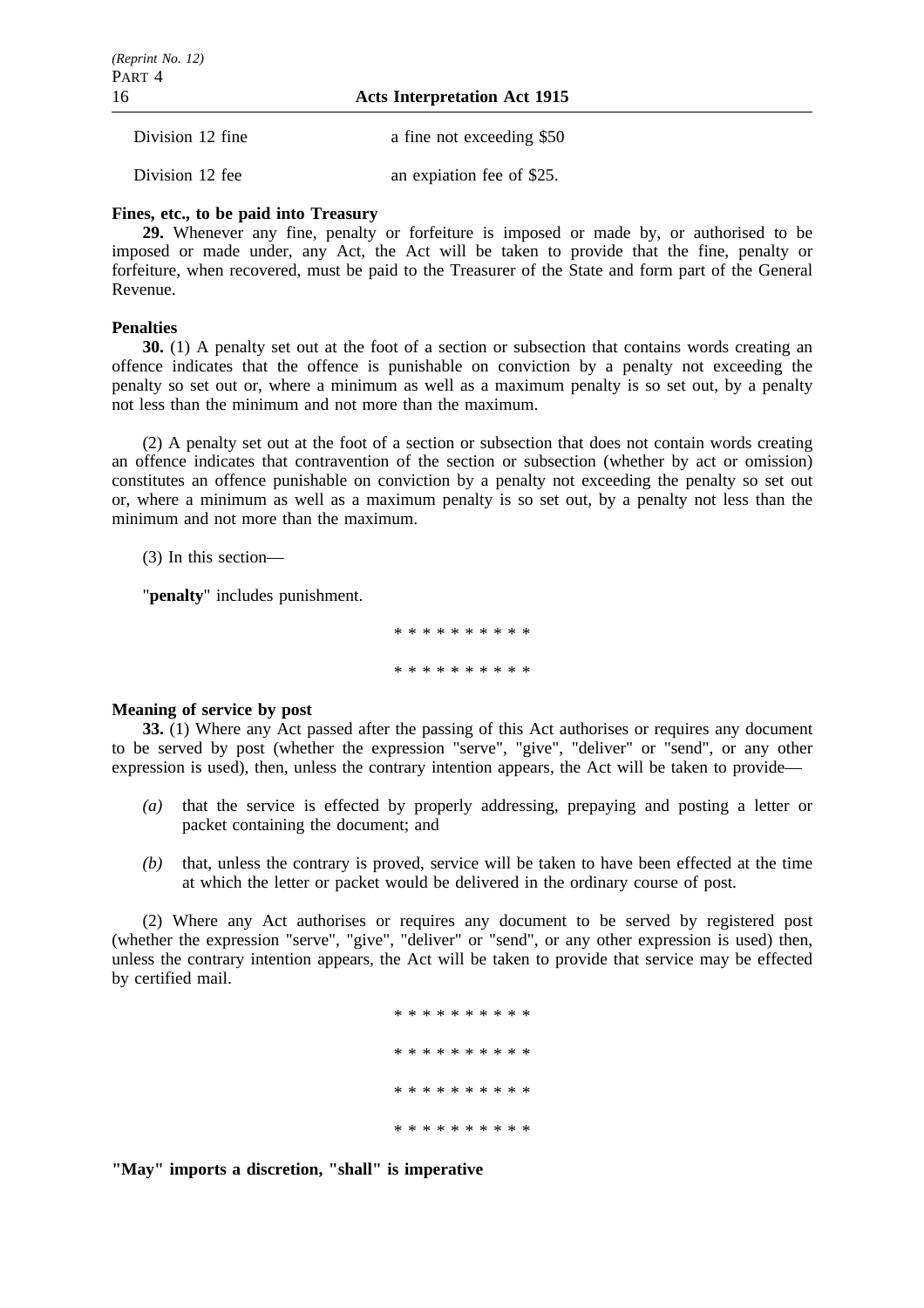| | |
|---|---|
| Division 12 fine | a fine not exceeding $50 |
| Division 12 fee | an expiation fee of $25. |

**Fines, etc., to be paid into Treasury**

**29.** Whenever any fine, penalty or forfeiture is imposed or made by, or authorised to be imposed or made under, any Act, the Act will be taken to provide that the fine, penalty or forfeiture, when recovered, must be paid to the Treasurer of the State and form part of the General Revenue.

**Penalties**

**30.** (1) A penalty set out at the foot of a section or subsection that contains words creating an offence indicates that the offence is punishable on conviction by a penalty not exceeding the penalty so set out or, where a minimum as well as a maximum penalty is so set out, by a penalty not less than the minimum and not more than the maximum.

(2) A penalty set out at the foot of a section or subsection that does not contain words creating an offence indicates that contravention of the section or subsection (whether by act or omission) constitutes an offence punishable on conviction by a penalty not exceeding the penalty so set out or, where a minimum as well as a maximum penalty is so set out, by a penalty not less than the minimum and not more than the maximum.

(3) In this section—

"**penalty**" includes punishment.

* * * * * * * * * *

* * * * * * * * * *

**Meaning of service by post**

**33.** (1) Where any Act passed after the passing of this Act authorises or requires any document to be served by post (whether the expression "serve", "give", "deliver" or "send", or any other expression is used), then, unless the contrary intention appears, the Act will be taken to provide—

*(a)* that the service is effected by properly addressing, prepaying and posting a letter or packet containing the document; and

*(b)* that, unless the contrary is proved, service will be taken to have been effected at the time at which the letter or packet would be delivered in the ordinary course of post.

(2) Where any Act authorises or requires any document to be served by registered post (whether the expression "serve", "give", "deliver" or "send", or any other expression is used) then, unless the contrary intention appears, the Act will be taken to provide that service may be effected by certified mail.

* * * * * * * * * *

* * * * * * * * * *

* * * * * * * * * *

* * * * * * * * * *

**"May" imports a discretion, "shall" is imperative**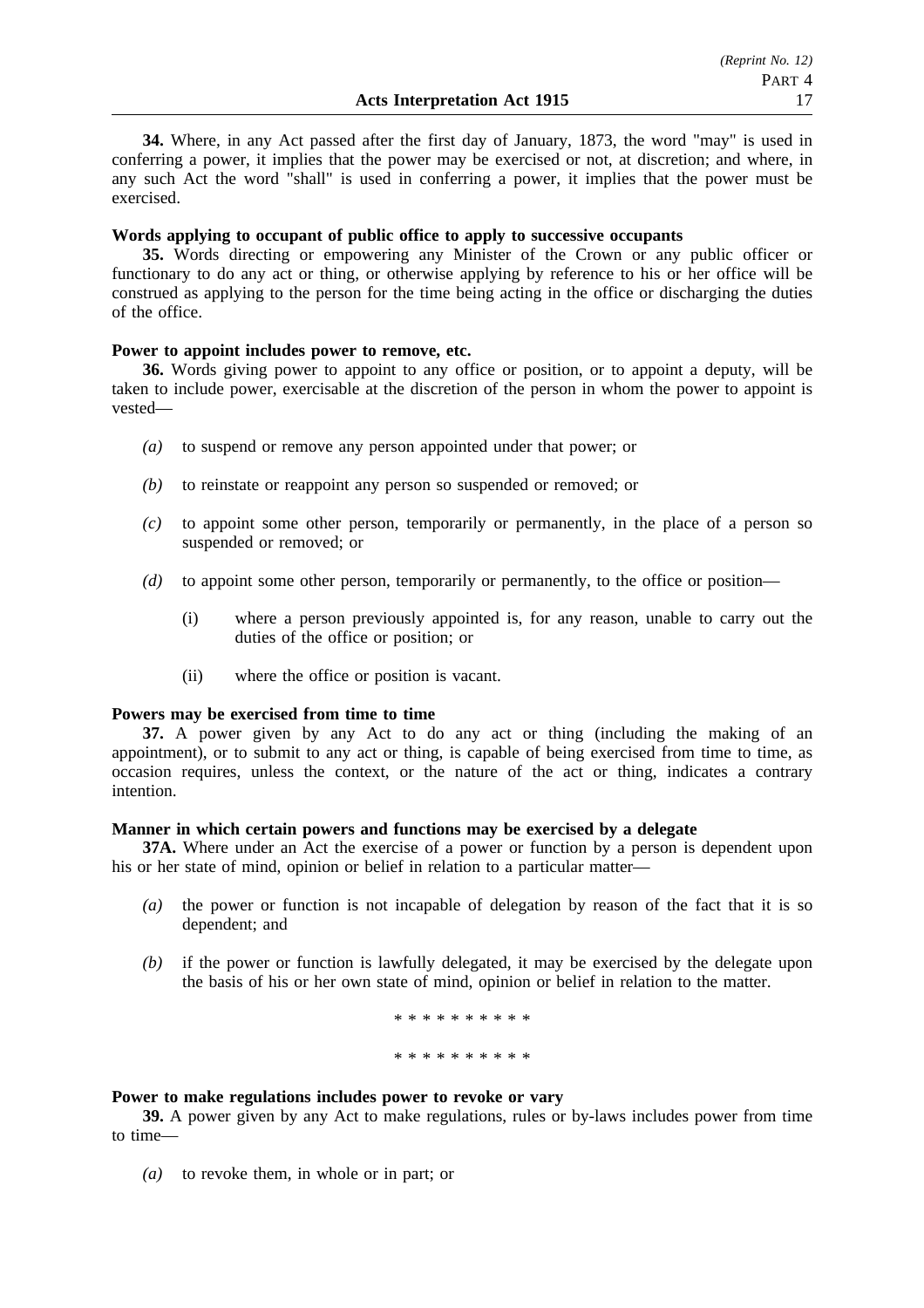**34.** Where, in any Act passed after the first day of January, 1873, the word "may" is used in conferring a power, it implies that the power may be exercised or not, at discretion; and where, in any such Act the word "shall" is used in conferring a power, it implies that the power must be exercised.

**Words applying to occupant of public office to apply to successive occupants**

**35.** Words directing or empowering any Minister of the Crown or any public officer or functionary to do any act or thing, or otherwise applying by reference to his or her office will be construed as applying to the person for the time being acting in the office or discharging the duties of the office.

**Power to appoint includes power to remove, etc.**

**36.** Words giving power to appoint to any office or position, or to appoint a deputy, will be taken to include power, exercisable at the discretion of the person in whom the power to appoint is vested—

*(a)* to suspend or remove any person appointed under that power; or

*(b)* to reinstate or reappoint any person so suspended or removed; or

*(c)* to appoint some other person, temporarily or permanently, in the place of a person so suspended or removed; or

*(d)* to appoint some other person, temporarily or permanently, to the office or position—

(i) where a person previously appointed is, for any reason, unable to carry out the duties of the office or position; or

(ii) where the office or position is vacant.

**Powers may be exercised from time to time**

**37.** A power given by any Act to do any act or thing (including the making of an appointment), or to submit to any act or thing, is capable of being exercised from time to time, as occasion requires, unless the context, or the nature of the act or thing, indicates a contrary intention.

**Manner in which certain powers and functions may be exercised by a delegate**

**37A.** Where under an Act the exercise of a power or function by a person is dependent upon his or her state of mind, opinion or belief in relation to a particular matter—

*(a)* the power or function is not incapable of delegation by reason of the fact that it is so dependent; and

*(b)* if the power or function is lawfully delegated, it may be exercised by the delegate upon the basis of his or her own state of mind, opinion or belief in relation to the matter.

* * * * * * * * * *

* * * * * * * * * *

**Power to make regulations includes power to revoke or vary**

**39.** A power given by any Act to make regulations, rules or by-laws includes power from time to time—

*(a)* to revoke them, in whole or in part; or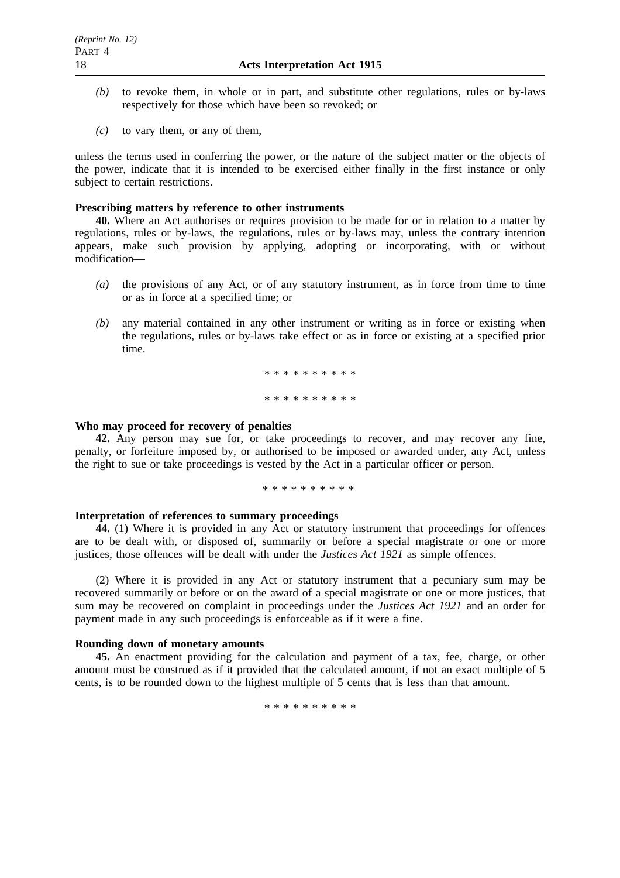*(b)* to revoke them, in whole or in part, and substitute other regulations, rules or by-laws respectively for those which have been so revoked; or

*(c)* to vary them, or any of them,

unless the terms used in conferring the power, or the nature of the subject matter or the objects of the power, indicate that it is intended to be exercised either finally in the first instance or only subject to certain restrictions.

**Prescribing matters by reference to other instruments**

**40.** Where an Act authorises or requires provision to be made for or in relation to a matter by regulations, rules or by-laws, the regulations, rules or by-laws may, unless the contrary intention appears, make such provision by applying, adopting or incorporating, with or without modification—

*(a)* the provisions of any Act, or of any statutory instrument, as in force from time to time or as in force at a specified time; or

*(b)* any material contained in any other instrument or writing as in force or existing when the regulations, rules or by-laws take effect or as in force or existing at a specified prior time.

\* \* \* \* \* \* \* \* \* \*

\* \* \* \* \* \* \* \* \* \*

**Who may proceed for recovery of penalties**

**42.** Any person may sue for, or take proceedings to recover, and may recover any fine, penalty, or forfeiture imposed by, or authorised to be imposed or awarded under, any Act, unless the right to sue or take proceedings is vested by the Act in a particular officer or person.

\* \* \* \* \* \* \* \* \* \*

**Interpretation of references to summary proceedings**

**44.** (1) Where it is provided in any Act or statutory instrument that proceedings for offences are to be dealt with, or disposed of, summarily or before a special magistrate or one or more justices, those offences will be dealt with under the *Justices Act 1921* as simple offences.

(2) Where it is provided in any Act or statutory instrument that a pecuniary sum may be recovered summarily or before or on the award of a special magistrate or one or more justices, that sum may be recovered on complaint in proceedings under the *Justices Act 1921* and an order for payment made in any such proceedings is enforceable as if it were a fine.

**Rounding down of monetary amounts**

**45.** An enactment providing for the calculation and payment of a tax, fee, charge, or other amount must be construed as if it provided that the calculated amount, if not an exact multiple of 5 cents, is to be rounded down to the highest multiple of 5 cents that is less than that amount.

\* \* \* \* \* \* \* \* \* \*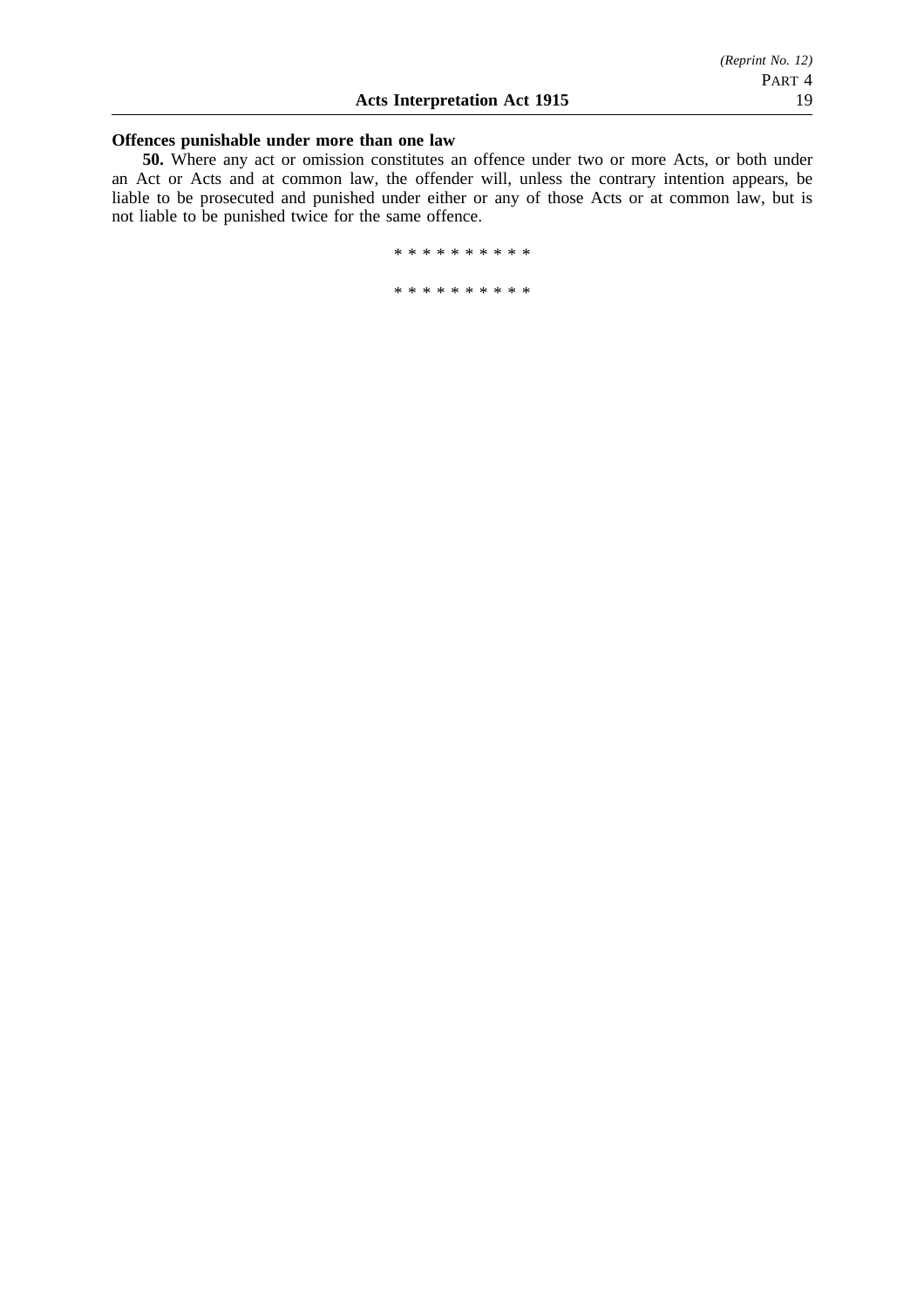**Offences punishable under more than one law**

**50.** Where any act or omission constitutes an offence under two or more Acts, or both under an Act or Acts and at common law, the offender will, unless the contrary intention appears, be liable to be prosecuted and punished under either or any of those Acts or at common law, but is not liable to be punished twice for the same offence.

* * * * * * * * * *

* * * * * * * * * *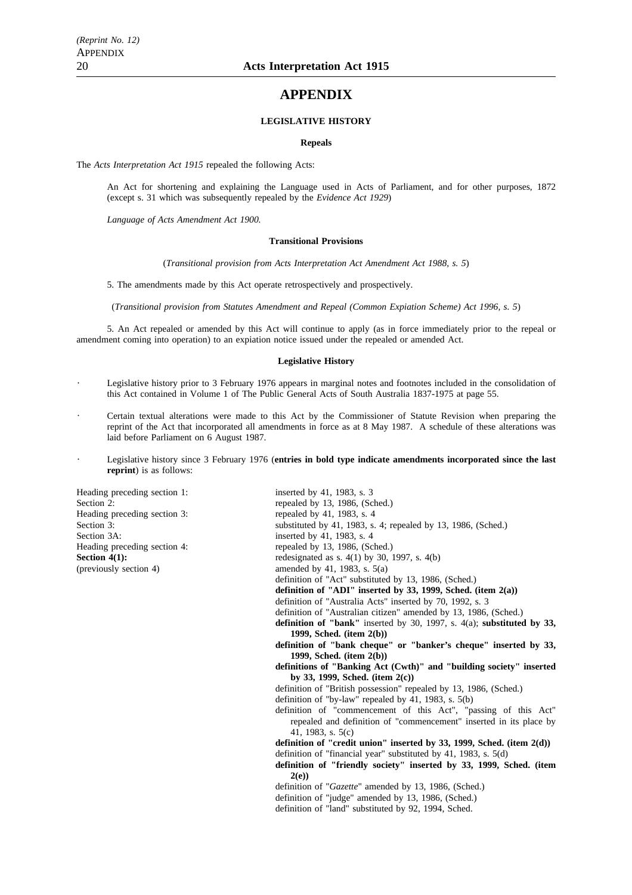# APPENDIX

## LEGISLATIVE HISTORY

### Repeals

The *Acts Interpretation Act 1915* repealed the following Acts:

An Act for shortening and explaining the Language used in Acts of Parliament, and for other purposes, 1872 (except s. 31 which was subsequently repealed by the *Evidence Act 1929*)

*Language of Acts Amendment Act 1900.*

### Transitional Provisions

(*Transitional provision from Acts Interpretation Act Amendment Act 1988, s. 5*)

5. The amendments made by this Act operate retrospectively and prospectively.

(*Transitional provision from Statutes Amendment and Repeal (Common Expiation Scheme) Act 1996, s. 5*)

5. An Act repealed or amended by this Act will continue to apply (as in force immediately prior to the repeal or amendment coming into operation) to an expiation notice issued under the repealed or amended Act.

### Legislative History

- Legislative history prior to 3 February 1976 appears in marginal notes and footnotes included in the consolidation of this Act contained in Volume 1 of The Public General Acts of South Australia 1837-1975 at page 55.
- Certain textual alterations were made to this Act by the Commissioner of Statute Revision when preparing the reprint of the Act that incorporated all amendments in force as at 8 May 1987. A schedule of these alterations was laid before Parliament on 6 August 1987.
- Legislative history since 3 February 1976 (**entries in bold type indicate amendments incorporated since the last reprint**) is as follows:

| | |
|---|---|
| Heading preceding section 1: | inserted by 41, 1983, s. 3 |
| Section 2: | repealed by 13, 1986, (Sched.) |
| Heading preceding section 3: | repealed by 41, 1983, s. 4 |
| Section 3: | substituted by 41, 1983, s. 4; repealed by 13, 1986, (Sched.) |
| Section 3A: | inserted by 41, 1983, s. 4 |
| Heading preceding section 4: | repealed by 13, 1986, (Sched.) |
| **Section 4(1):** | redesignated as s. 4(1) by 30, 1997, s. 4(b) |
| (previously section 4) | amended by 41, 1983, s. 5(a) |
| | definition of "Act" substituted by 13, 1986, (Sched.) |
| | **definition of "ADI" inserted by 33, 1999, Sched. (item 2(a))** |
| | definition of "Australia Acts" inserted by 70, 1992, s. 3 |
| | definition of "Australian citizen" amended by 13, 1986, (Sched.) |
| | **definition of "bank"** inserted by 30, 1997, s. 4(a); **substituted by 33, 1999, Sched. (item 2(b))** |
| | **definition of "bank cheque" or "banker's cheque" inserted by 33, 1999, Sched. (item 2(b))** |
| | **definitions of "Banking Act (Cwth)" and "building society" inserted by 33, 1999, Sched. (item 2(c))** |
| | definition of "British possession" repealed by 13, 1986, (Sched.) |
| | definition of "by-law" repealed by 41, 1983, s. 5(b) |
| | definition of "commencement of this Act", "passing of this Act" repealed and definition of "commencement" inserted in its place by 41, 1983, s. 5(c) |
| | **definition of "credit union" inserted by 33, 1999, Sched. (item 2(d))** |
| | definition of "financial year" substituted by 41, 1983, s. 5(d) |
| | **definition of "friendly society" inserted by 33, 1999, Sched. (item 2(e))** |
| | definition of "*Gazette*" amended by 13, 1986, (Sched.) |
| | definition of "judge" amended by 13, 1986, (Sched.) |
| | definition of "land" substituted by 92, 1994, Sched. |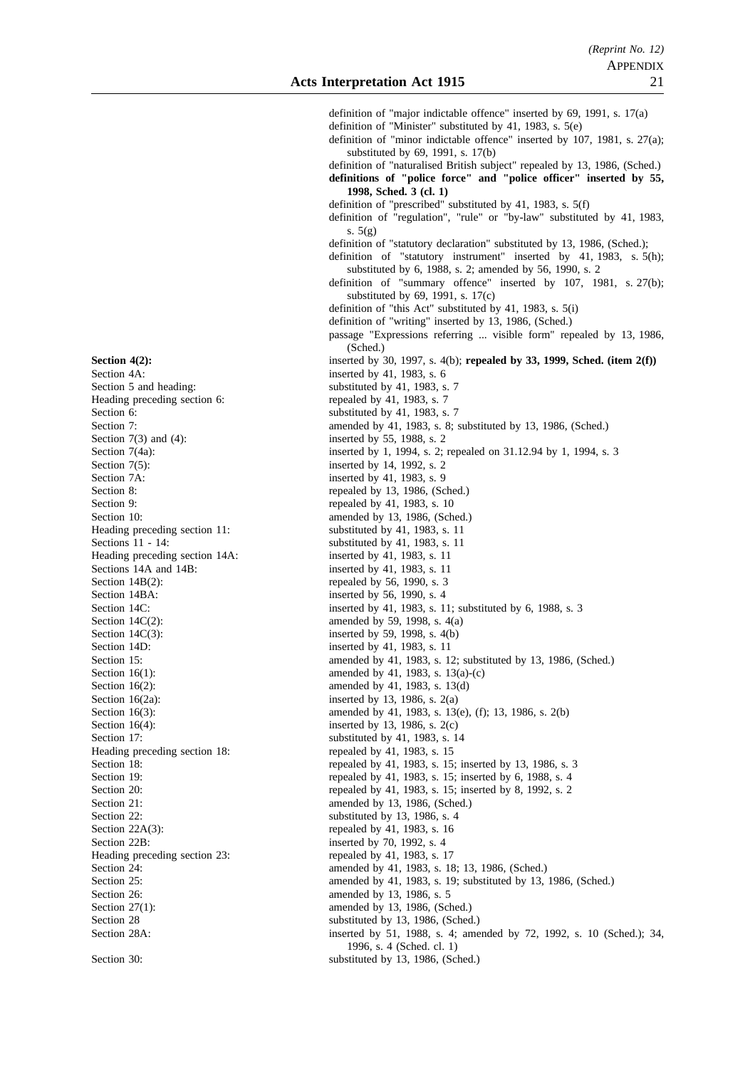definition of "major indictable offence" inserted by 69, 1991, s. 17(a)
definition of "Minister" substituted by 41, 1983, s. 5(e)
definition of "minor indictable offence" inserted by 107, 1981, s. 27(a); substituted by 69, 1991, s. 17(b)
definition of "naturalised British subject" repealed by 13, 1986, (Sched.)
**definitions of "police force" and "police officer" inserted by 55, 1998, Sched. 3 (cl. 1)**
definition of "prescribed" substituted by 41, 1983, s. 5(f)
definition of "regulation", "rule" or "by-law" substituted by 41, 1983, s. 5(g)
definition of "statutory declaration" substituted by 13, 1986, (Sched.);
definition of "statutory instrument" inserted by 41, 1983, s. 5(h); substituted by 6, 1988, s. 2; amended by 56, 1990, s. 2
definition of "summary offence" inserted by 107, 1981, s. 27(b); substituted by 69, 1991, s. 17(c)
definition of "this Act" substituted by 41, 1983, s. 5(i)
definition of "writing" inserted by 13, 1986, (Sched.)
passage "Expressions referring ... visible form" repealed by 13, 1986, (Sched.)

| | |
|---|---|
| **Section 4(2):** | inserted by 30, 1997, s. 4(b); **repealed by 33, 1999, Sched. (item 2(f))** |
| Section 4A: | inserted by 41, 1983, s. 6 |
| Section 5 and heading: | substituted by 41, 1983, s. 7 |
| Heading preceding section 6: | repealed by 41, 1983, s. 7 |
| Section 6: | substituted by 41, 1983, s. 7 |
| Section 7: | amended by 41, 1983, s. 8; substituted by 13, 1986, (Sched.) |
| Section 7(3) and (4): | inserted by 55, 1988, s. 2 |
| Section 7(4a): | inserted by 1, 1994, s. 2; repealed on 31.12.94 by 1, 1994, s. 3 |
| Section 7(5): | inserted by 14, 1992, s. 2 |
| Section 7A: | inserted by 41, 1983, s. 9 |
| Section 8: | repealed by 13, 1986, (Sched.) |
| Section 9: | repealed by 41, 1983, s. 10 |
| Section 10: | amended by 13, 1986, (Sched.) |
| Heading preceding section 11: | substituted by 41, 1983, s. 11 |
| Sections 11 - 14: | substituted by 41, 1983, s. 11 |
| Heading preceding section 14A: | inserted by 41, 1983, s. 11 |
| Sections 14A and 14B: | inserted by 41, 1983, s. 11 |
| Section 14B(2): | repealed by 56, 1990, s. 3 |
| Section 14BA: | inserted by 56, 1990, s. 4 |
| Section 14C: | inserted by 41, 1983, s. 11; substituted by 6, 1988, s. 3 |
| Section 14C(2): | amended by 59, 1998, s. 4(a) |
| Section 14C(3): | inserted by 59, 1998, s. 4(b) |
| Section 14D: | inserted by 41, 1983, s. 11 |
| Section 15: | amended by 41, 1983, s. 12; substituted by 13, 1986, (Sched.) |
| Section 16(1): | amended by 41, 1983, s. 13(a)-(c) |
| Section 16(2): | amended by 41, 1983, s. 13(d) |
| Section 16(2a): | inserted by 13, 1986, s. 2(a) |
| Section 16(3): | amended by 41, 1983, s. 13(e), (f); 13, 1986, s. 2(b) |
| Section 16(4): | inserted by 13, 1986, s. 2(c) |
| Section 17: | substituted by 41, 1983, s. 14 |
| Heading preceding section 18: | repealed by 41, 1983, s. 15 |
| Section 18: | repealed by 41, 1983, s. 15; inserted by 13, 1986, s. 3 |
| Section 19: | repealed by 41, 1983, s. 15; inserted by 6, 1988, s. 4 |
| Section 20: | repealed by 41, 1983, s. 15; inserted by 8, 1992, s. 2 |
| Section 21: | amended by 13, 1986, (Sched.) |
| Section 22: | substituted by 13, 1986, s. 4 |
| Section 22A(3): | repealed by 41, 1983, s. 16 |
| Section 22B: | inserted by 70, 1992, s. 4 |
| Heading preceding section 23: | repealed by 41, 1983, s. 17 |
| Section 24: | amended by 41, 1983, s. 18; 13, 1986, (Sched.) |
| Section 25: | amended by 41, 1983, s. 19; substituted by 13, 1986, (Sched.) |
| Section 26: | amended by 13, 1986, s. 5 |
| Section 27(1): | amended by 13, 1986, (Sched.) |
| Section 28 | substituted by 13, 1986, (Sched.) |
| Section 28A: | inserted by 51, 1988, s. 4; amended by 72, 1992, s. 10 (Sched.); 34, 1996, s. 4 (Sched. cl. 1) |
| Section 30: | substituted by 13, 1986, (Sched.) |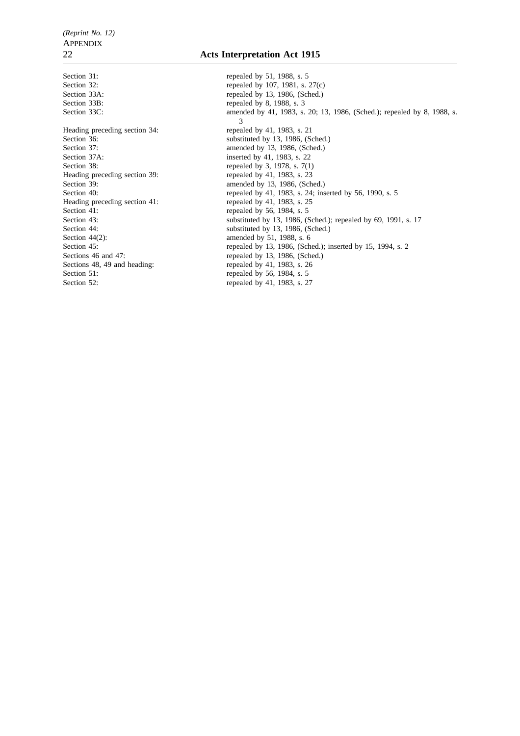| | |
|---|---|
| Section 31: | repealed by 51, 1988, s. 5 |
| Section 32: | repealed by 107, 1981, s. 27(c) |
| Section 33A: | repealed by 13, 1986, (Sched.) |
| Section 33B: | repealed by 8, 1988, s. 3 |
| Section 33C: | amended by 41, 1983, s. 20; 13, 1986, (Sched.); repealed by 8, 1988, s. 3 |
| Heading preceding section 34: | repealed by 41, 1983, s. 21 |
| Section 36: | substituted by 13, 1986, (Sched.) |
| Section 37: | amended by 13, 1986, (Sched.) |
| Section 37A: | inserted by 41, 1983, s. 22 |
| Section 38: | repealed by 3, 1978, s. 7(1) |
| Heading preceding section 39: | repealed by 41, 1983, s. 23 |
| Section 39: | amended by 13, 1986, (Sched.) |
| Section 40: | repealed by 41, 1983, s. 24; inserted by 56, 1990, s. 5 |
| Heading preceding section 41: | repealed by 41, 1983, s. 25 |
| Section 41: | repealed by 56, 1984, s. 5 |
| Section 43: | substituted by 13, 1986, (Sched.); repealed by 69, 1991, s. 17 |
| Section 44: | substituted by 13, 1986, (Sched.) |
| Section 44(2): | amended by 51, 1988, s. 6 |
| Section 45: | repealed by 13, 1986, (Sched.); inserted by 15, 1994, s. 2 |
| Sections 46 and 47: | repealed by 13, 1986, (Sched.) |
| Sections 48, 49 and heading: | repealed by 41, 1983, s. 26 |
| Section 51: | repealed by 56, 1984, s. 5 |
| Section 52: | repealed by 41, 1983, s. 27 |